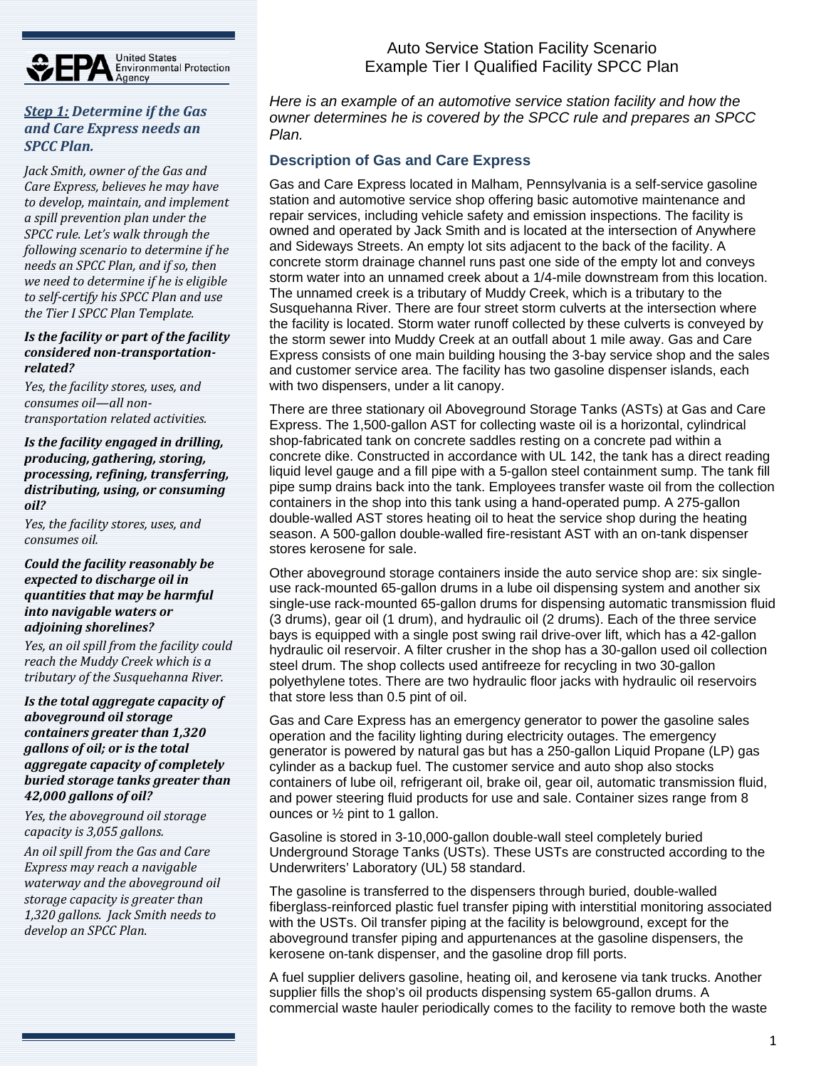# Auto Service Station Facility Scenario
# Example Tier I Qualified Facility SPCC Plan

*Here is an example of an automotive service station facility and how the owner determines he is covered by the SPCC rule and prepares an SPCC Plan.*

## Description of Gas and Care Express

Gas and Care Express located in Malham, Pennsylvania is a self-service gasoline station and automotive service shop offering basic automotive maintenance and repair services, including vehicle safety and emission inspections. The facility is owned and operated by Jack Smith and is located at the intersection of Anywhere and Sideways Streets. An empty lot sits adjacent to the back of the facility. A concrete storm drainage channel runs past one side of the empty lot and conveys storm water into an unnamed creek about a 1/4-mile downstream from this location. The unnamed creek is a tributary of Muddy Creek, which is a tributary to the Susquehanna River. There are four street storm culverts at the intersection where the facility is located. Storm water runoff collected by these culverts is conveyed by the storm sewer into Muddy Creek at an outfall about 1 mile away. Gas and Care Express consists of one main building housing the 3-bay service shop and the sales and customer service area. The facility has two gasoline dispenser islands, each with two dispensers, under a lit canopy.

There are three stationary oil Aboveground Storage Tanks (ASTs) at Gas and Care Express. The 1,500-gallon AST for collecting waste oil is a horizontal, cylindrical shop-fabricated tank on concrete saddles resting on a concrete pad within a concrete dike. Constructed in accordance with UL 142, the tank has a direct reading liquid level gauge and a fill pipe with a 5-gallon steel containment sump. The tank fill pipe sump drains back into the tank. Employees transfer waste oil from the collection containers in the shop into this tank using a hand-operated pump. A 275-gallon double-walled AST stores heating oil to heat the service shop during the heating season. A 500-gallon double-walled fire-resistant AST with an on-tank dispenser stores kerosene for sale.

Other aboveground storage containers inside the auto service shop are: six single-use rack-mounted 65-gallon drums in a lube oil dispensing system and another six single-use rack-mounted 65-gallon drums for dispensing automatic transmission fluid (3 drums), gear oil (1 drum), and hydraulic oil (2 drums). Each of the three service bays is equipped with a single post swing rail drive-over lift, which has a 42-gallon hydraulic oil reservoir. A filter crusher in the shop has a 30-gallon used oil collection steel drum. The shop collects used antifreeze for recycling in two 30-gallon polyethylene totes. There are two hydraulic floor jacks with hydraulic oil reservoirs that store less than 0.5 pint of oil.

Gas and Care Express has an emergency generator to power the gasoline sales operation and the facility lighting during electricity outages. The emergency generator is powered by natural gas but has a 250-gallon Liquid Propane (LP) gas cylinder as a backup fuel. The customer service and auto shop also stocks containers of lube oil, refrigerant oil, brake oil, gear oil, automatic transmission fluid, and power steering fluid products for use and sale. Container sizes range from 8 ounces or ½ pint to 1 gallon.

Gasoline is stored in 3-10,000-gallon double-wall steel completely buried Underground Storage Tanks (USTs). These USTs are constructed according to the Underwriters' Laboratory (UL) 58 standard.

The gasoline is transferred to the dispensers through buried, double-walled fiberglass-reinforced plastic fuel transfer piping with interstitial monitoring associated with the USTs. Oil transfer piping at the facility is belowground, except for the aboveground transfer piping and appurtenances at the gasoline dispensers, the kerosene on-tank dispenser, and the gasoline drop fill ports.

A fuel supplier delivers gasoline, heating oil, and kerosene via tank trucks. Another supplier fills the shop's oil products dispensing system 65-gallon drums. A commercial waste hauler periodically comes to the facility to remove both the waste

---

### *Step 1: Determine if the Gas and Care Express needs an SPCC Plan.*

*Jack Smith, owner of the Gas and Care Express, believes he may have to develop, maintain, and implement a spill prevention plan under the SPCC rule. Let's walk through the following scenario to determine if he needs an SPCC Plan, and if so, then we need to determine if he is eligible to self-certify his SPCC Plan and use the Tier I SPCC Plan Template.*

***Is the facility or part of the facility considered non-transportation-related?***

*Yes, the facility stores, uses, and consumes oil—all non-transportation related activities.*

***Is the facility engaged in drilling, producing, gathering, storing, processing, refining, transferring, distributing, using, or consuming oil?***

*Yes, the facility stores, uses, and consumes oil.*

***Could the facility reasonably be expected to discharge oil in quantities that may be harmful into navigable waters or adjoining shorelines?***

*Yes, an oil spill from the facility could reach the Muddy Creek which is a tributary of the Susquehanna River.*

***Is the total aggregate capacity of aboveground oil storage containers greater than 1,320 gallons of oil; or is the total aggregate capacity of completely buried storage tanks greater than 42,000 gallons of oil?***

*Yes, the aboveground oil storage capacity is 3,055 gallons.*

*An oil spill from the Gas and Care Express may reach a navigable waterway and the aboveground oil storage capacity is greater than 1,320 gallons. Jack Smith needs to develop an SPCC Plan.*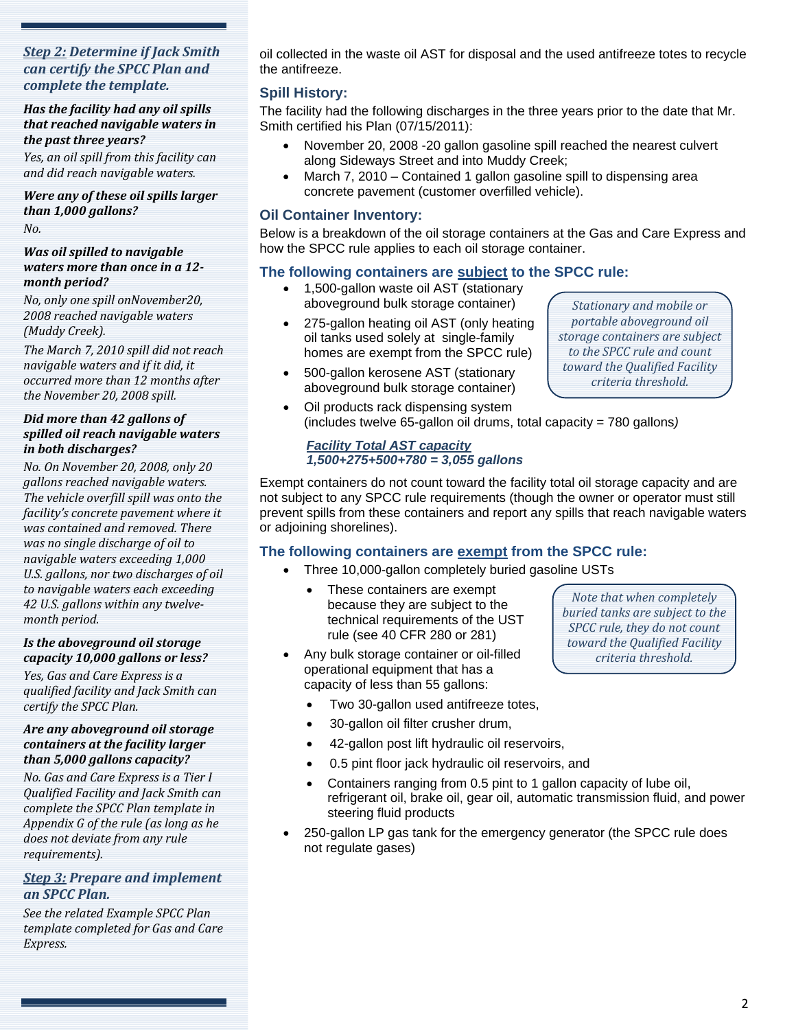### *Step 2: Determine if Jack Smith can certify the SPCC Plan and complete the template.*

***Has the facility had any oil spills that reached navigable waters in the past three years?***

*Yes, an oil spill from this facility can and did reach navigable waters.*

***Were any of these oil spills larger than 1,000 gallons?***

*No.*

***Was oil spilled to navigable waters more than once in a 12-month period?***

*No, only one spill onNovember20, 2008 reached navigable waters (Muddy Creek).*

*The March 7, 2010 spill did not reach navigable waters and if it did, it occurred more than 12 months after the November 20, 2008 spill.*

***Did more than 42 gallons of spilled oil reach navigable waters in both discharges?***

*No. On November 20, 2008, only 20 gallons reached navigable waters. The vehicle overfill spill was onto the facility's concrete pavement where it was contained and removed. There was no single discharge of oil to navigable waters exceeding 1,000 U.S. gallons, nor two discharges of oil to navigable waters each exceeding 42 U.S. gallons within any twelve-month period.*

***Is the aboveground oil storage capacity 10,000 gallons or less?***

*Yes, Gas and Care Express is a qualified facility and Jack Smith can certify the SPCC Plan.*

***Are any aboveground oil storage containers at the facility larger than 5,000 gallons capacity?***

*No. Gas and Care Express is a Tier I Qualified Facility and Jack Smith can complete the SPCC Plan template in Appendix G of the rule (as long as he does not deviate from any rule requirements).*

### *Step 3: Prepare and implement an SPCC Plan.*

*See the related Example SPCC Plan template completed for Gas and Care Express.*

oil collected in the waste oil AST for disposal and the used antifreeze totes to recycle the antifreeze.

### Spill History:

The facility had the following discharges in the three years prior to the date that Mr. Smith certified his Plan (07/15/2011):

- November 20, 2008 -20 gallon gasoline spill reached the nearest culvert along Sideways Street and into Muddy Creek;
- March 7, 2010 – Contained 1 gallon gasoline spill to dispensing area concrete pavement (customer overfilled vehicle).

### Oil Container Inventory:

Below is a breakdown of the oil storage containers at the Gas and Care Express and how the SPCC rule applies to each oil storage container.

### The following containers are subject to the SPCC rule:

- 1,500-gallon waste oil AST (stationary aboveground bulk storage container)
- 275-gallon heating oil AST (only heating oil tanks used solely at single-family homes are exempt from the SPCC rule)
- 500-gallon kerosene AST (stationary aboveground bulk storage container)
- Oil products rack dispensing system (includes twelve 65-gallon oil drums, total capacity = 780 gallons)

*Stationary and mobile or portable aboveground oil storage containers are subject to the SPCC rule and count toward the Qualified Facility criteria threshold.*

***Facility Total AST capacity***
***1,500+275+500+780 = 3,055 gallons***

Exempt containers do not count toward the facility total oil storage capacity and are not subject to any SPCC rule requirements (though the owner or operator must still prevent spills from these containers and report any spills that reach navigable waters or adjoining shorelines).

### The following containers are exempt from the SPCC rule:

- Three 10,000-gallon completely buried gasoline USTs
  - These containers are exempt because they are subject to the technical requirements of the UST rule (see 40 CFR 280 or 281)
- Any bulk storage container or oil-filled operational equipment that has a capacity of less than 55 gallons:
  - Two 30-gallon used antifreeze totes,
  - 30-gallon oil filter crusher drum,
  - 42-gallon post lift hydraulic oil reservoirs,
  - 0.5 pint floor jack hydraulic oil reservoirs, and
  - Containers ranging from 0.5 pint to 1 gallon capacity of lube oil, refrigerant oil, brake oil, gear oil, automatic transmission fluid, and power steering fluid products
- 250-gallon LP gas tank for the emergency generator (the SPCC rule does not regulate gases)

*Note that when completely buried tanks are subject to the SPCC rule, they do not count toward the Qualified Facility criteria threshold.*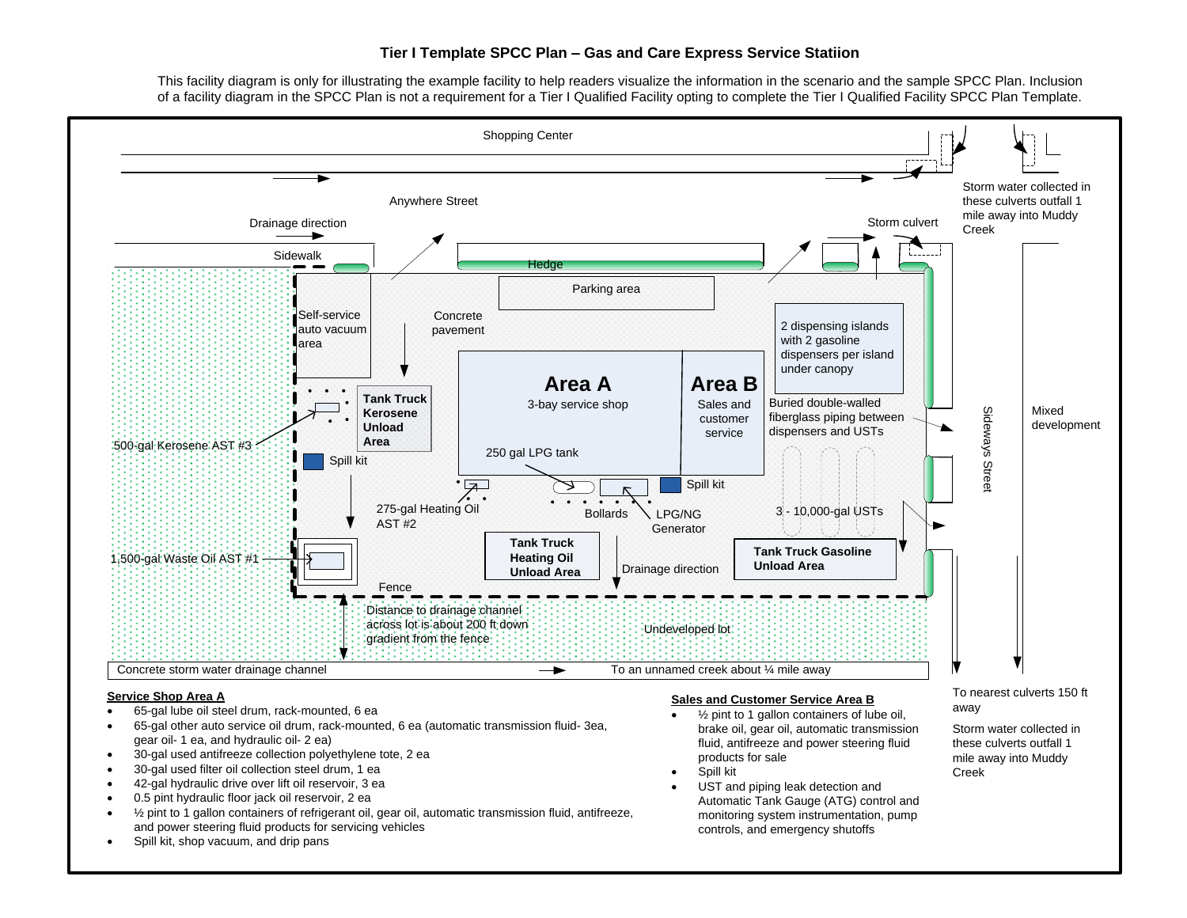# Tier I Template SPCC Plan – Gas and Care Express Service Statiion

This facility diagram is only for illustrating the example facility to help readers visualize the information in the scenario and the sample SPCC Plan. Inclusion of a facility diagram in the SPCC Plan is not a requirement for a Tier I Qualified Facility opting to complete the Tier I Qualified Facility SPCC Plan Template.

Shopping Center

Anywhere Street

Drainage direction

Sidewalk

Hedge

Parking area

Storm culvert

Storm water collected in these culverts outfall 1 mile away into Muddy Creek

Self-service auto vacuum area

Concrete pavement

Tank Truck Kerosene Unload Area

Area A
3-bay service shop

Area B
Sales and customer service

2 dispensing islands with 2 gasoline dispensers per island under canopy

Buried double-walled fiberglass piping between dispensers and USTs

500-gal Kerosene AST #3

Spill kit

250 gal LPG tank

Spill kit

275-gal Heating Oil AST #2

Bollards

LPG/NG Generator

3 - 10,000-gal USTs

Sideways Street

Mixed development

1,500-gal Waste Oil AST #1

Tank Truck Heating Oil Unload Area

Drainage direction

Tank Truck Gasoline Unload Area

Fence

Distance to drainage channel across lot is about 200 ft down gradient from the fence

Undeveloped lot

Concrete storm water drainage channel

To an unnamed creek about ¼ mile away

To nearest culverts 150 ft away

Storm water collected in these culverts outfall 1 mile away into Muddy Creek

**Service Shop Area A**

- 65-gal lube oil steel drum, rack-mounted, 6 ea
- 65-gal other auto service oil drum, rack-mounted, 6 ea (automatic transmission fluid- 3ea, gear oil- 1 ea, and hydraulic oil- 2 ea)
- 30-gal used antifreeze collection polyethylene tote, 2 ea
- 30-gal used filter oil collection steel drum, 1 ea
- 42-gal hydraulic drive over lift oil reservoir, 3 ea
- 0.5 pint hydraulic floor jack oil reservoir, 2 ea
- ½ pint to 1 gallon containers of refrigerant oil, gear oil, automatic transmission fluid, antifreeze, and power steering fluid products for servicing vehicles
- Spill kit, shop vacuum, and drip pans

**Sales and Customer Service Area B**

- ½ pint to 1 gallon containers of lube oil, brake oil, gear oil, automatic transmission fluid, antifreeze and power steering fluid products for sale
- Spill kit
- UST and piping leak detection and Automatic Tank Gauge (ATG) control and monitoring system instrumentation, pump controls, and emergency shutoffs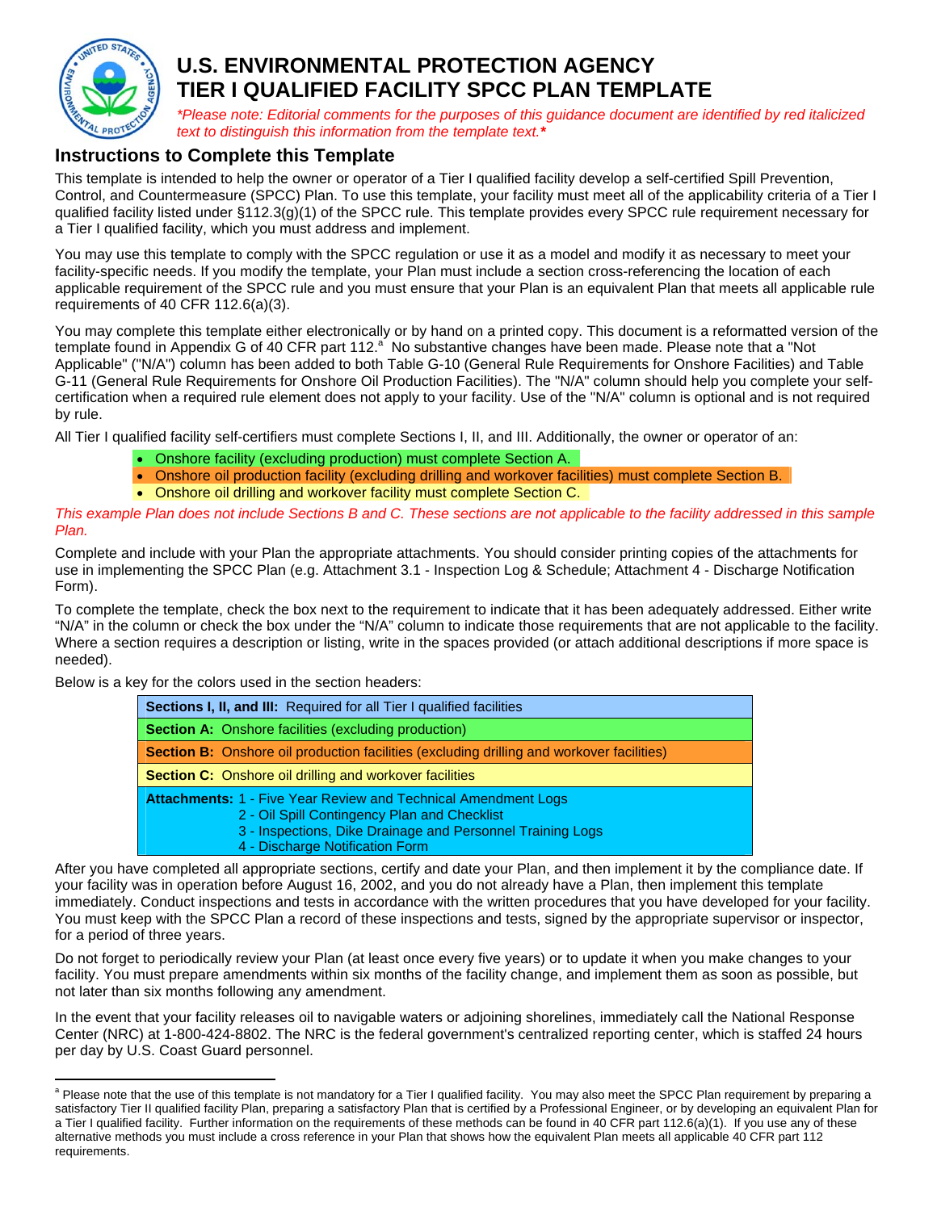# U.S. ENVIRONMENTAL PROTECTION AGENCY
# TIER I QUALIFIED FACILITY SPCC PLAN TEMPLATE

*\*Please note: Editorial comments for the purposes of this guidance document are identified by red italicized text to distinguish this information from the template text.\**

## Instructions to Complete this Template

This template is intended to help the owner or operator of a Tier I qualified facility develop a self-certified Spill Prevention, Control, and Countermeasure (SPCC) Plan. To use this template, your facility must meet all of the applicability criteria of a Tier I qualified facility listed under §112.3(g)(1) of the SPCC rule. This template provides every SPCC rule requirement necessary for a Tier I qualified facility, which you must address and implement.

You may use this template to comply with the SPCC regulation or use it as a model and modify it as necessary to meet your facility-specific needs. If you modify the template, your Plan must include a section cross-referencing the location of each applicable requirement of the SPCC rule and you must ensure that your Plan is an equivalent Plan that meets all applicable rule requirements of 40 CFR 112.6(a)(3).

You may complete this template either electronically or by hand on a printed copy. This document is a reformatted version of the template found in Appendix G of 40 CFR part 112.[a] No substantive changes have been made. Please note that a "Not Applicable" ("N/A") column has been added to both Table G-10 (General Rule Requirements for Onshore Facilities) and Table G-11 (General Rule Requirements for Onshore Oil Production Facilities). The "N/A" column should help you complete your self-certification when a required rule element does not apply to your facility. Use of the "N/A" column is optional and is not required by rule.

All Tier I qualified facility self-certifiers must complete Sections I, II, and III. Additionally, the owner or operator of an:

- Onshore facility (excluding production) must complete Section A.
- Onshore oil production facility (excluding drilling and workover facilities) must complete Section B.
- Onshore oil drilling and workover facility must complete Section C.

*This example Plan does not include Sections B and C. These sections are not applicable to the facility addressed in this sample Plan.*

Complete and include with your Plan the appropriate attachments. You should consider printing copies of the attachments for use in implementing the SPCC Plan (e.g. Attachment 3.1 - Inspection Log & Schedule; Attachment 4 - Discharge Notification Form).

To complete the template, check the box next to the requirement to indicate that it has been adequately addressed. Either write "N/A" in the column or check the box under the "N/A" column to indicate those requirements that are not applicable to the facility. Where a section requires a description or listing, write in the spaces provided (or attach additional descriptions if more space is needed).

Below is a key for the colors used in the section headers:

| Key |
|---|
| **Sections I, II, and III:** Required for all Tier I qualified facilities |
| **Section A:** Onshore facilities (excluding production) |
| **Section B:** Onshore oil production facilities (excluding drilling and workover facilities) |
| **Section C:** Onshore oil drilling and workover facilities |
| **Attachments:** 1 - Five Year Review and Technical Amendment Logs<br>2 - Oil Spill Contingency Plan and Checklist<br>3 - Inspections, Dike Drainage and Personnel Training Logs<br>4 - Discharge Notification Form |

After you have completed all appropriate sections, certify and date your Plan, and then implement it by the compliance date. If your facility was in operation before August 16, 2002, and you do not already have a Plan, then implement this template immediately. Conduct inspections and tests in accordance with the written procedures that you have developed for your facility. You must keep with the SPCC Plan a record of these inspections and tests, signed by the appropriate supervisor or inspector, for a period of three years.

Do not forget to periodically review your Plan (at least once every five years) or to update it when you make changes to your facility. You must prepare amendments within six months of the facility change, and implement them as soon as possible, but not later than six months following any amendment.

In the event that your facility releases oil to navigable waters or adjoining shorelines, immediately call the National Response Center (NRC) at 1-800-424-8802. The NRC is the federal government's centralized reporting center, which is staffed 24 hours per day by U.S. Coast Guard personnel.

---

[a] Please note that the use of this template is not mandatory for a Tier I qualified facility. You may also meet the SPCC Plan requirement by preparing a satisfactory Tier II qualified facility Plan, preparing a satisfactory Plan that is certified by a Professional Engineer, or by developing an equivalent Plan for a Tier I qualified facility. Further information on the requirements of these methods can be found in 40 CFR part 112.6(a)(1). If you use any of these alternative methods you must include a cross reference in your Plan that shows how the equivalent Plan meets all applicable 40 CFR part 112 requirements.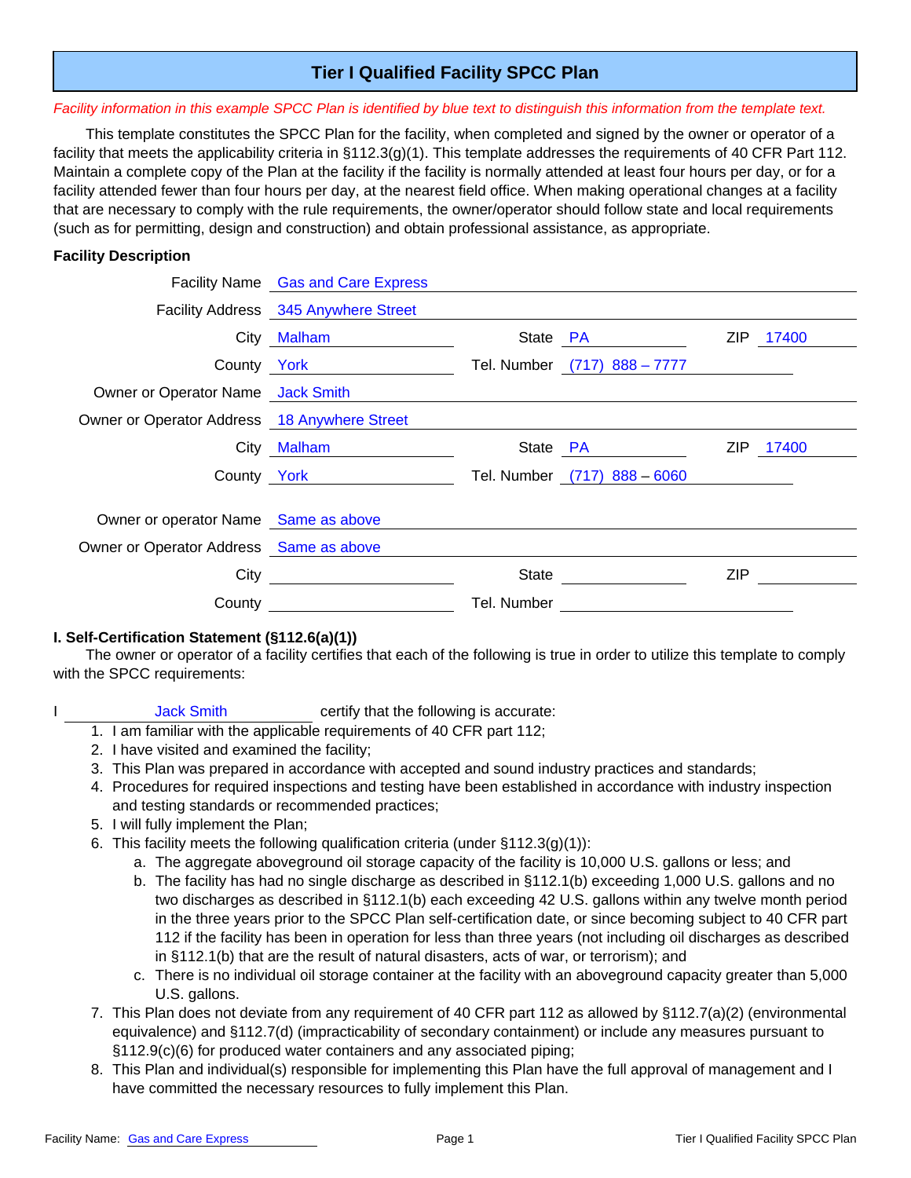# Tier I Qualified Facility SPCC Plan

*Facility information in this example SPCC Plan is identified by blue text to distinguish this information from the template text.*

This template constitutes the SPCC Plan for the facility, when completed and signed by the owner or operator of a facility that meets the applicability criteria in §112.3(g)(1). This template addresses the requirements of 40 CFR Part 112. Maintain a complete copy of the Plan at the facility if the facility is normally attended at least four hours per day, or for a facility attended fewer than four hours per day, at the nearest field office. When making operational changes at a facility that are necessary to comply with the rule requirements, the owner/operator should follow state and local requirements (such as for permitting, design and construction) and obtain professional assistance, as appropriate.

**Facility Description**

Facility Name: Gas and Care Express

Facility Address: 345 Anywhere Street

City: Malham  State: PA  ZIP: 17400

County: York  Tel. Number: (717) 888 – 7777

Owner or Operator Name: Jack Smith

Owner or Operator Address: 18 Anywhere Street

City: Malham  State: PA  ZIP: 17400

County: York  Tel. Number: (717) 888 – 6060

Owner or operator Name: Same as above

Owner or Operator Address: Same as above

City: ______  State: ______  ZIP: ______

County: ______  Tel. Number: ______

**I. Self-Certification Statement (§112.6(a)(1))**

The owner or operator of a facility certifies that each of the following is true in order to utilize this template to comply with the SPCC requirements:

I Jack Smith certify that the following is accurate:

1. I am familiar with the applicable requirements of 40 CFR part 112;
2. I have visited and examined the facility;
3. This Plan was prepared in accordance with accepted and sound industry practices and standards;
4. Procedures for required inspections and testing have been established in accordance with industry inspection and testing standards or recommended practices;
5. I will fully implement the Plan;
6. This facility meets the following qualification criteria (under §112.3(g)(1)):
   a. The aggregate aboveground oil storage capacity of the facility is 10,000 U.S. gallons or less; and
   b. The facility has had no single discharge as described in §112.1(b) exceeding 1,000 U.S. gallons and no two discharges as described in §112.1(b) each exceeding 42 U.S. gallons within any twelve month period in the three years prior to the SPCC Plan self-certification date, or since becoming subject to 40 CFR part 112 if the facility has been in operation for less than three years (not including oil discharges as described in §112.1(b) that are the result of natural disasters, acts of war, or terrorism); and
   c. There is no individual oil storage container at the facility with an aboveground capacity greater than 5,000 U.S. gallons.
7. This Plan does not deviate from any requirement of 40 CFR part 112 as allowed by §112.7(a)(2) (environmental equivalence) and §112.7(d) (impracticability of secondary containment) or include any measures pursuant to §112.9(c)(6) for produced water containers and any associated piping;
8. This Plan and individual(s) responsible for implementing this Plan have the full approval of management and I have committed the necessary resources to fully implement this Plan.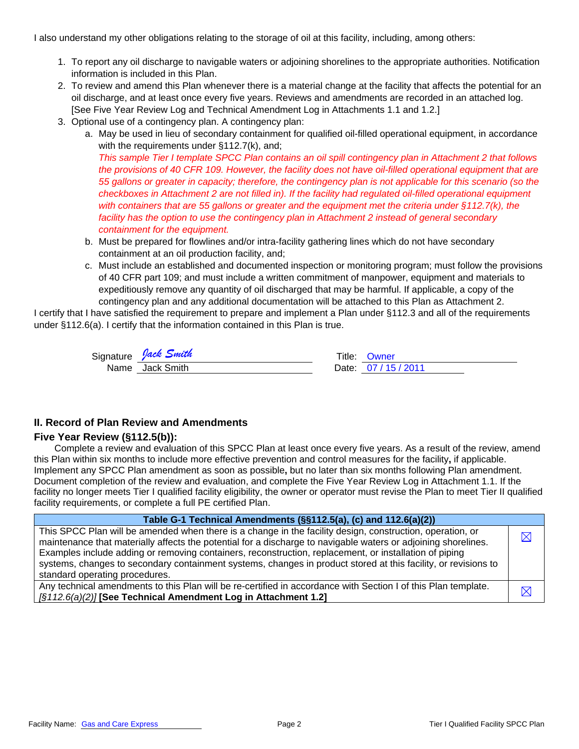I also understand my other obligations relating to the storage of oil at this facility, including, among others:

1. To report any oil discharge to navigable waters or adjoining shorelines to the appropriate authorities. Notification information is included in this Plan.
2. To review and amend this Plan whenever there is a material change at the facility that affects the potential for an oil discharge, and at least once every five years. Reviews and amendments are recorded in an attached log. [See Five Year Review Log and Technical Amendment Log in Attachments 1.1 and 1.2.]
3. Optional use of a contingency plan. A contingency plan:
   a. May be used in lieu of secondary containment for qualified oil-filled operational equipment, in accordance with the requirements under §112.7(k), and;
      *This sample Tier I template SPCC Plan contains an oil spill contingency plan in Attachment 2 that follows the provisions of 40 CFR 109. However, the facility does not have oil-filled operational equipment that are 55 gallons or greater in capacity; therefore, the contingency plan is not applicable for this scenario (so the checkboxes in Attachment 2 are not filled in). If the facility had regulated oil-filled operational equipment with containers that are 55 gallons or greater and the equipment met the criteria under §112.7(k), the facility has the option to use the contingency plan in Attachment 2 instead of general secondary containment for the equipment.*
   b. Must be prepared for flowlines and/or intra-facility gathering lines which do not have secondary containment at an oil production facility, and;
   c. Must include an established and documented inspection or monitoring program; must follow the provisions of 40 CFR part 109; and must include a written commitment of manpower, equipment and materials to expeditiously remove any quantity of oil discharged that may be harmful. If applicable, a copy of the contingency plan and any additional documentation will be attached to this Plan as Attachment 2.

I certify that I have satisfied the requirement to prepare and implement a Plan under §112.3 and all of the requirements under §112.6(a). I certify that the information contained in this Plan is true.

Signature: *Jack Smith* Title: Owner

Name: Jack Smith Date: 07 / 15 / 2011

## II. Record of Plan Review and Amendments

### Five Year Review (§112.5(b)):

Complete a review and evaluation of this SPCC Plan at least once every five years. As a result of the review, amend this Plan within six months to include more effective prevention and control measures for the facility**,** if applicable. Implement any SPCC Plan amendment as soon as possible**,** but no later than six months following Plan amendment. Document completion of the review and evaluation, and complete the Five Year Review Log in Attachment 1.1. If the facility no longer meets Tier I qualified facility eligibility, the owner or operator must revise the Plan to meet Tier II qualified facility requirements, or complete a full PE certified Plan.

| Table G-1 Technical Amendments (§§112.5(a), (c) and 112.6(a)(2)) | |
|---|---|
| This SPCC Plan will be amended when there is a change in the facility design, construction, operation, or maintenance that materially affects the potential for a discharge to navigable waters or adjoining shorelines. Examples include adding or removing containers, reconstruction, replacement, or installation of piping systems, changes to secondary containment systems, changes in product stored at this facility, or revisions to standard operating procedures. | ☒ |
| Any technical amendments to this Plan will be re-certified in accordance with Section I of this Plan template. *[§112.6(a)(2)]* **[See Technical Amendment Log in Attachment 1.2]** | ☒ |

Facility Name: Gas and Care Express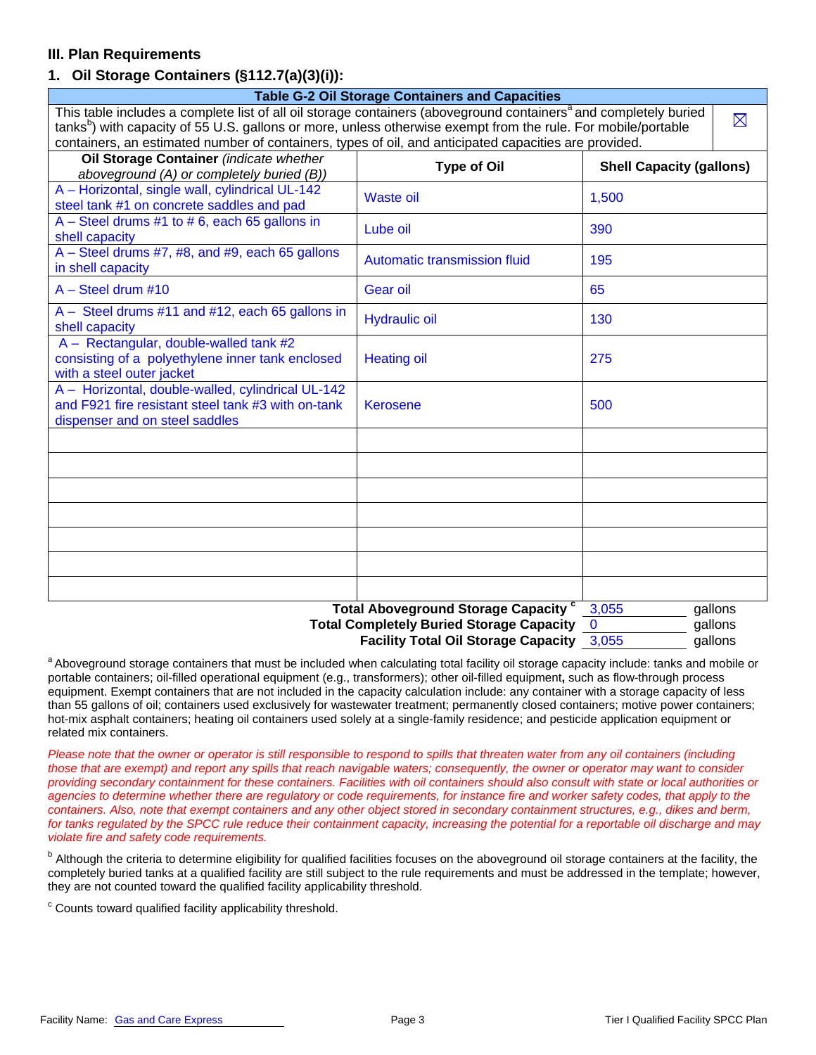## III. Plan Requirements

### 1. Oil Storage Containers (§112.7(a)(3)(i)):

| Table G-2 Oil Storage Containers and Capacities | | |
|---|---|---|
| This table includes a complete list of all oil storage containers (aboveground containers[a] and completely buried tanks[b]) with capacity of 55 U.S. gallons or more, unless otherwise exempt from the rule. For mobile/portable containers, an estimated number of containers, types of oil, and anticipated capacities are provided. | | ☒ |
| **Oil Storage Container** *(indicate whether aboveground (A) or completely buried (B))* | **Type of Oil** | **Shell Capacity (gallons)** |
| A – Horizontal, single wall, cylindrical UL-142 steel tank #1 on concrete saddles and pad | Waste oil | 1,500 |
| A – Steel drums #1 to # 6, each 65 gallons in shell capacity | Lube oil | 390 |
| A – Steel drums #7, #8, and #9, each 65 gallons in shell capacity | Automatic transmission fluid | 195 |
| A – Steel drum #10 | Gear oil | 65 |
| A – Steel drums #11 and #12, each 65 gallons in shell capacity | Hydraulic oil | 130 |
| A – Rectangular, double-walled tank #2 consisting of a polyethylene inner tank enclosed with a steel outer jacket | Heating oil | 275 |
| A – Horizontal, double-walled, cylindrical UL-142 and F921 fire resistant steel tank #3 with on-tank dispenser and on steel saddles | Kerosene | 500 |
| | | |
| | | |
| | | |
| | | |
| | | |
| | | |
| | | |

**Total Aboveground Storage Capacity** [c] 3,055 gallons

**Total Completely Buried Storage Capacity** 0 gallons

**Facility Total Oil Storage Capacity** 3,055 gallons

[a] Aboveground storage containers that must be included when calculating total facility oil storage capacity include: tanks and mobile or portable containers; oil-filled operational equipment (e.g., transformers); other oil-filled equipment, such as flow-through process equipment. Exempt containers that are not included in the capacity calculation include: any container with a storage capacity of less than 55 gallons of oil; containers used exclusively for wastewater treatment; permanently closed containers; motive power containers; hot-mix asphalt containers; heating oil containers used solely at a single-family residence; and pesticide application equipment or related mix containers.

*Please note that the owner or operator is still responsible to respond to spills that threaten water from any oil containers (including those that are exempt) and report any spills that reach navigable waters; consequently, the owner or operator may want to consider providing secondary containment for these containers. Facilities with oil containers should also consult with state or local authorities or agencies to determine whether there are regulatory or code requirements, for instance fire and worker safety codes, that apply to the containers. Also, note that exempt containers and any other object stored in secondary containment structures, e.g., dikes and berm, for tanks regulated by the SPCC rule reduce their containment capacity, increasing the potential for a reportable oil discharge and may violate fire and safety code requirements.*

[b] Although the criteria to determine eligibility for qualified facilities focuses on the aboveground oil storage containers at the facility, the completely buried tanks at a qualified facility are still subject to the rule requirements and must be addressed in the template; however, they are not counted toward the qualified facility applicability threshold.

[c] Counts toward qualified facility applicability threshold.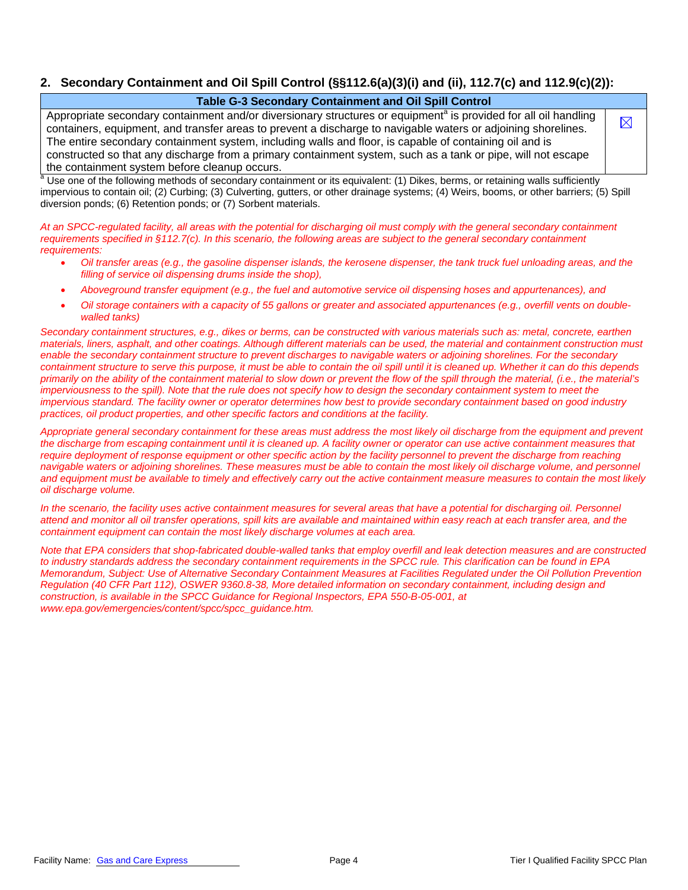## 2. Secondary Containment and Oil Spill Control (§§112.6(a)(3)(i) and (ii), 112.7(c) and 112.9(c)(2)):

| Table G-3 Secondary Containment and Oil Spill Control | |
|---|---|
| Appropriate secondary containment and/or diversionary structures or equipment[a] is provided for all oil handling containers, equipment, and transfer areas to prevent a discharge to navigable waters or adjoining shorelines. The entire secondary containment system, including walls and floor, is capable of containing oil and is constructed so that any discharge from a primary containment system, such as a tank or pipe, will not escape the containment system before cleanup occurs. | ☒ |

[a] Use one of the following methods of secondary containment or its equivalent: (1) Dikes, berms, or retaining walls sufficiently impervious to contain oil; (2) Curbing; (3) Culverting, gutters, or other drainage systems; (4) Weirs, booms, or other barriers; (5) Spill diversion ponds; (6) Retention ponds; or (7) Sorbent materials.

*At an SPCC-regulated facility, all areas with the potential for discharging oil must comply with the general secondary containment requirements specified in §112.7(c). In this scenario, the following areas are subject to the general secondary containment requirements:*

- *Oil transfer areas (e.g., the gasoline dispenser islands, the kerosene dispenser, the tank truck fuel unloading areas, and the filling of service oil dispensing drums inside the shop),*
- *Aboveground transfer equipment (e.g., the fuel and automotive service oil dispensing hoses and appurtenances), and*
- *Oil storage containers with a capacity of 55 gallons or greater and associated appurtenances (e.g., overfill vents on double-walled tanks)*

*Secondary containment structures, e.g., dikes or berms, can be constructed with various materials such as: metal, concrete, earthen materials, liners, asphalt, and other coatings. Although different materials can be used, the material and containment construction must enable the secondary containment structure to prevent discharges to navigable waters or adjoining shorelines. For the secondary containment structure to serve this purpose, it must be able to contain the oil spill until it is cleaned up. Whether it can do this depends primarily on the ability of the containment material to slow down or prevent the flow of the spill through the material, (i.e., the material's imperviousness to the spill). Note that the rule does not specify how to design the secondary containment system to meet the impervious standard. The facility owner or operator determines how best to provide secondary containment based on good industry practices, oil product properties, and other specific factors and conditions at the facility.*

*Appropriate general secondary containment for these areas must address the most likely oil discharge from the equipment and prevent the discharge from escaping containment until it is cleaned up. A facility owner or operator can use active containment measures that require deployment of response equipment or other specific action by the facility personnel to prevent the discharge from reaching navigable waters or adjoining shorelines. These measures must be able to contain the most likely oil discharge volume, and personnel and equipment must be available to timely and effectively carry out the active containment measure measures to contain the most likely oil discharge volume.*

*In the scenario, the facility uses active containment measures for several areas that have a potential for discharging oil. Personnel attend and monitor all oil transfer operations, spill kits are available and maintained within easy reach at each transfer area, and the containment equipment can contain the most likely discharge volumes at each area.*

*Note that EPA considers that shop-fabricated double-walled tanks that employ overfill and leak detection measures and are constructed to industry standards address the secondary containment requirements in the SPCC rule. This clarification can be found in EPA Memorandum, Subject: Use of Alternative Secondary Containment Measures at Facilities Regulated under the Oil Pollution Prevention Regulation (40 CFR Part 112), OSWER 9360.8-38, More detailed information on secondary containment, including design and construction, is available in the SPCC Guidance for Regional Inspectors, EPA 550-B-05-001, at www.epa.gov/emergencies/content/spcc/spcc_guidance.htm.*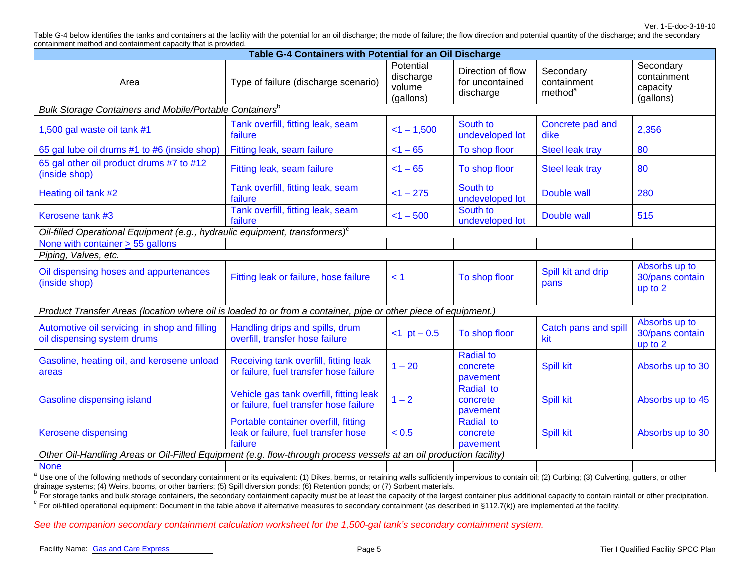Table G-4 below identifies the tanks and containers at the facility with the potential for an oil discharge; the mode of failure; the flow direction and potential quantity of the discharge; and the secondary containment method and containment capacity that is provided.

**Table G-4 Containers with Potential for an Oil Discharge**

| Area | Type of failure (discharge scenario) | Potential discharge volume (gallons) | Direction of flow for uncontained discharge | Secondary containment method[a] | Secondary containment capacity (gallons) |
|---|---|---|---|---|---|
| *Bulk Storage Containers and Mobile/Portable Containers*[b] | | | | | |
| 1,500 gal waste oil tank #1 | Tank overfill, fitting leak, seam failure | <1 – 1,500 | South to undeveloped lot | Concrete pad and dike | 2,356 |
| 65 gal lube oil drums #1 to #6 (inside shop) | Fitting leak, seam failure | <1 – 65 | To shop floor | Steel leak tray | 80 |
| 65 gal other oil product drums #7 to #12 (inside shop) | Fitting leak, seam failure | <1 – 65 | To shop floor | Steel leak tray | 80 |
| Heating oil tank #2 | Tank overfill, fitting leak, seam failure | <1 – 275 | South to undeveloped lot | Double wall | 280 |
| Kerosene tank #3 | Tank overfill, fitting leak, seam failure | <1 – 500 | South to undeveloped lot | Double wall | 515 |
| *Oil-filled Operational Equipment (e.g., hydraulic equipment, transformers)*[c] | | | | | |
| None with container ≥ 55 gallons | | | | | |
| *Piping, Valves, etc.* | | | | | |
| Oil dispensing hoses and appurtenances (inside shop) | Fitting leak or failure, hose failure | < 1 | To shop floor | Spill kit and drip pans | Absorbs up to 30/pans contain up to 2 |
| | | | | | |
| *Product Transfer Areas (location where oil is loaded to or from a container, pipe or other piece of equipment.)* | | | | | |
| Automotive oil servicing in shop and filling oil dispensing system drums | Handling drips and spills, drum overfill, transfer hose failure | <1 pt – 0.5 | To shop floor | Catch pans and spill kit | Absorbs up to 30/pans contain up to 2 |
| Gasoline, heating oil, and kerosene unload areas | Receiving tank overfill, fitting leak or failure, fuel transfer hose failure | 1 – 20 | Radial to concrete pavement | Spill kit | Absorbs up to 30 |
| Gasoline dispensing island | Vehicle gas tank overfill, fitting leak or failure, fuel transfer hose failure | 1 – 2 | Radial to concrete pavement | Spill kit | Absorbs up to 45 |
| Kerosene dispensing | Portable container overfill, fitting leak or failure, fuel transfer hose failure | < 0.5 | Radial to concrete pavement | Spill kit | Absorbs up to 30 |
| *Other Oil-Handling Areas or Oil-Filled Equipment (e.g. flow-through process vessels at an oil production facility)* | | | | | |
| None | | | | | |

[a] Use one of the following methods of secondary containment or its equivalent: (1) Dikes, berms, or retaining walls sufficiently impervious to contain oil; (2) Curbing; (3) Culverting, gutters, or other drainage systems; (4) Weirs, booms, or other barriers; (5) Spill diversion ponds; (6) Retention ponds; or (7) Sorbent materials.

[b] For storage tanks and bulk storage containers, the secondary containment capacity must be at least the capacity of the largest container plus additional capacity to contain rainfall or other precipitation.

[c] For oil-filled operational equipment: Document in the table above if alternative measures to secondary containment (as described in §112.7(k)) are implemented at the facility.

*See the companion secondary containment calculation worksheet for the 1,500-gal tank's secondary containment system.*

Facility Name: Gas and Care Express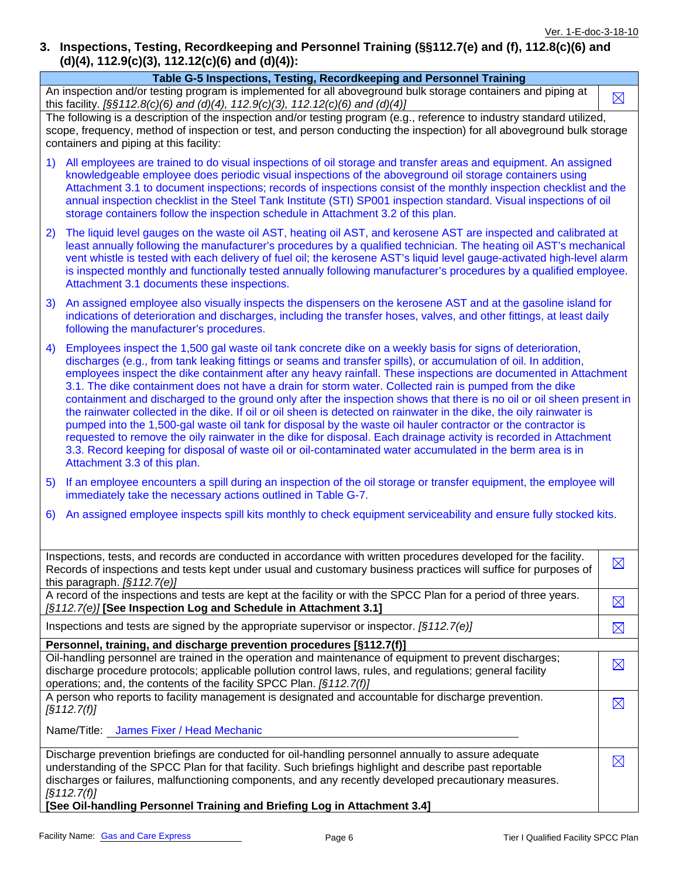## 3. Inspections, Testing, Recordkeeping and Personnel Training (§§112.7(e) and (f), 112.8(c)(6) and (d)(4), 112.9(c)(3), 112.12(c)(6) and (d)(4)):

| Table G-5 Inspections, Testing, Recordkeeping and Personnel Training | |
|---|---|
| An inspection and/or testing program is implemented for all aboveground bulk storage containers and piping at this facility. *[§§112.8(c)(6) and (d)(4), 112.9(c)(3), 112.12(c)(6) and (d)(4)]* | ☒ |
| The following is a description of the inspection and/or testing program (e.g., reference to industry standard utilized, scope, frequency, method of inspection or test, and person conducting the inspection) for all aboveground bulk storage containers and piping at this facility:<br><br>1) All employees are trained to do visual inspections of oil storage and transfer areas and equipment. An assigned knowledgeable employee does periodic visual inspections of the aboveground oil storage containers using Attachment 3.1 to document inspections; records of inspections consist of the monthly inspection checklist and the annual inspection checklist in the Steel Tank Institute (STI) SP001 inspection standard. Visual inspections of oil storage containers follow the inspection schedule in Attachment 3.2 of this plan.<br><br>2) The liquid level gauges on the waste oil AST, heating oil AST, and kerosene AST are inspected and calibrated at least annually following the manufacturer's procedures by a qualified technician. The heating oil AST's mechanical vent whistle is tested with each delivery of fuel oil; the kerosene AST's liquid level gauge-activated high-level alarm is inspected monthly and functionally tested annually following manufacturer's procedures by a qualified employee. Attachment 3.1 documents these inspections.<br><br>3) An assigned employee also visually inspects the dispensers on the kerosene AST and at the gasoline island for indications of deterioration and discharges, including the transfer hoses, valves, and other fittings, at least daily following the manufacturer's procedures.<br><br>4) Employees inspect the 1,500 gal waste oil tank concrete dike on a weekly basis for signs of deterioration, discharges (e.g., from tank leaking fittings or seams and transfer spills), or accumulation of oil. In addition, employees inspect the dike containment after any heavy rainfall. These inspections are documented in Attachment 3.1. The dike containment does not have a drain for storm water. Collected rain is pumped from the dike containment and discharged to the ground only after the inspection shows that there is no oil or oil sheen present in the rainwater collected in the dike. If oil or oil sheen is detected on rainwater in the dike, the oily rainwater is pumped into the 1,500-gal waste oil tank for disposal by the waste oil hauler contractor or the contractor is requested to remove the oily rainwater in the dike for disposal. Each drainage activity is recorded in Attachment 3.3. Record keeping for disposal of waste oil or oil-contaminated water accumulated in the berm area is in Attachment 3.3 of this plan.<br><br>5) If an employee encounters a spill during an inspection of the oil storage or transfer equipment, the employee will immediately take the necessary actions outlined in Table G-7.<br><br>6) An assigned employee inspects spill kits monthly to check equipment serviceability and ensure fully stocked kits. | |
| Inspections, tests, and records are conducted in accordance with written procedures developed for the facility. Records of inspections and tests kept under usual and customary business practices will suffice for purposes of this paragraph. *[§112.7(e)]* | ☒ |
| A record of the inspections and tests are kept at the facility or with the SPCC Plan for a period of three years. *[§112.7(e)]* **[See Inspection Log and Schedule in Attachment 3.1]** | ☒ |
| Inspections and tests are signed by the appropriate supervisor or inspector. *[§112.7(e)]* | ☒ |
| **Personnel, training, and discharge prevention procedures [§112.7(f)]** | |
| Oil-handling personnel are trained in the operation and maintenance of equipment to prevent discharges; discharge procedure protocols; applicable pollution control laws, rules, and regulations; general facility operations; and, the contents of the facility SPCC Plan. *[§112.7(f)]* | ☒ |
| A person who reports to facility management is designated and accountable for discharge prevention. *[§112.7(f)]*<br><br>Name/Title: James Fixer / Head Mechanic | ☒ |
| Discharge prevention briefings are conducted for oil-handling personnel annually to assure adequate understanding of the SPCC Plan for that facility. Such briefings highlight and describe past reportable discharges or failures, malfunctioning components, and any recently developed precautionary measures. *[§112.7(f)]*<br>**[See Oil-handling Personnel Training and Briefing Log in Attachment 3.4]** | ☒ |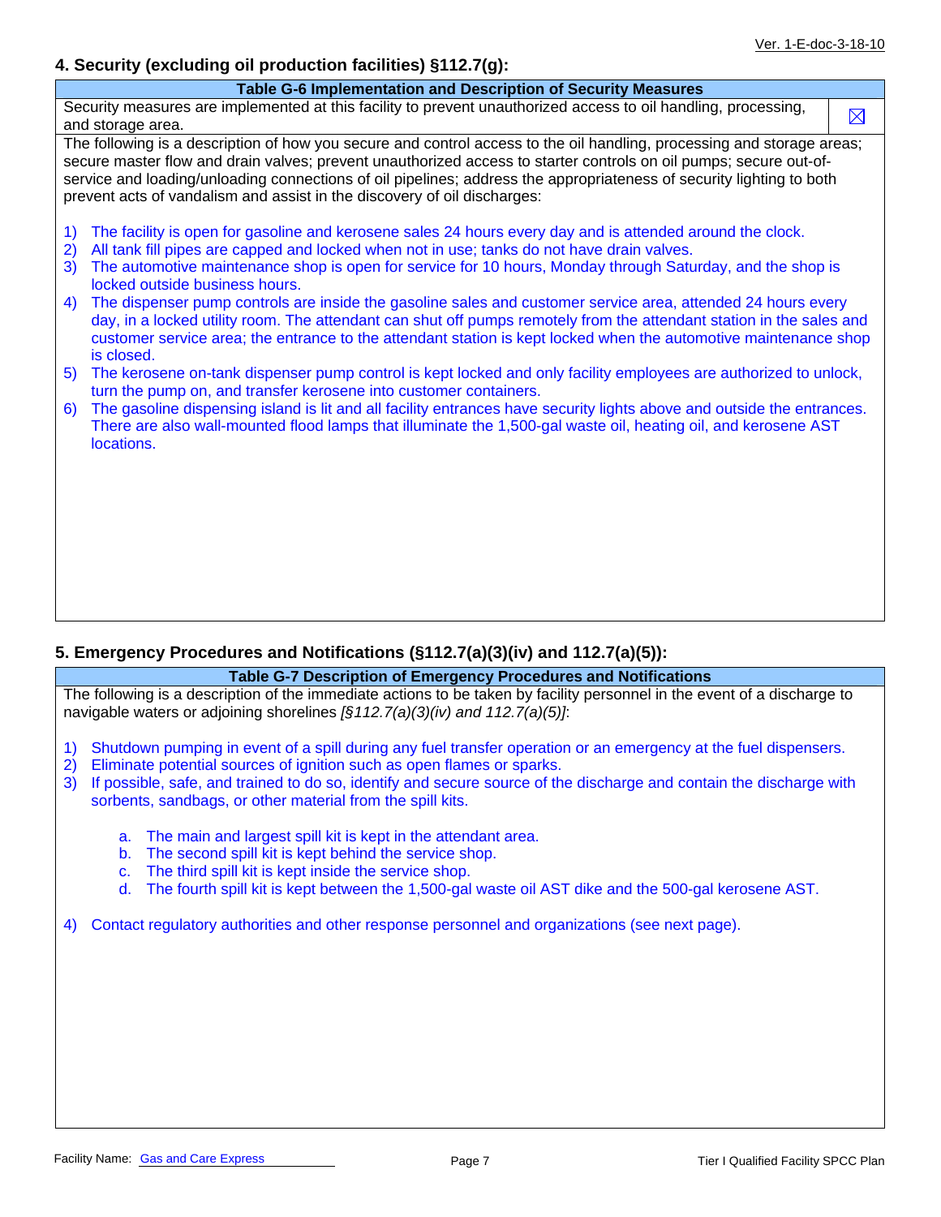## 4. Security (excluding oil production facilities) §112.7(g):

| Table G-6 Implementation and Description of Security Measures | |
|---|---|
| Security measures are implemented at this facility to prevent unauthorized access to oil handling, processing, and storage area. | ☒ |

The following is a description of how you secure and control access to the oil handling, processing and storage areas; secure master flow and drain valves; prevent unauthorized access to starter controls on oil pumps; secure out-of-service and loading/unloading connections of oil pipelines; address the appropriateness of security lighting to both prevent acts of vandalism and assist in the discovery of oil discharges:

1) The facility is open for gasoline and kerosene sales 24 hours every day and is attended around the clock.
2) All tank fill pipes are capped and locked when not in use; tanks do not have drain valves.
3) The automotive maintenance shop is open for service for 10 hours, Monday through Saturday, and the shop is locked outside business hours.
4) The dispenser pump controls are inside the gasoline sales and customer service area, attended 24 hours every day, in a locked utility room. The attendant can shut off pumps remotely from the attendant station in the sales and customer service area; the entrance to the attendant station is kept locked when the automotive maintenance shop is closed.
5) The kerosene on-tank dispenser pump control is kept locked and only facility employees are authorized to unlock, turn the pump on, and transfer kerosene into customer containers.
6) The gasoline dispensing island is lit and all facility entrances have security lights above and outside the entrances. There are also wall-mounted flood lamps that illuminate the 1,500-gal waste oil, heating oil, and kerosene AST locations.

## 5. Emergency Procedures and Notifications (§112.7(a)(3)(iv) and 112.7(a)(5)):

**Table G-7 Description of Emergency Procedures and Notifications**

The following is a description of the immediate actions to be taken by facility personnel in the event of a discharge to navigable waters or adjoining shorelines *[§112.7(a)(3)(iv) and 112.7(a)(5)]*:

1) Shutdown pumping in event of a spill during any fuel transfer operation or an emergency at the fuel dispensers.
2) Eliminate potential sources of ignition such as open flames or sparks.
3) If possible, safe, and trained to do so, identify and secure source of the discharge and contain the discharge with sorbents, sandbags, or other material from the spill kits.
   a. The main and largest spill kit is kept in the attendant area.
   b. The second spill kit is kept behind the service shop.
   c. The third spill kit is kept inside the service shop.
   d. The fourth spill kit is kept between the 1,500-gal waste oil AST dike and the 500-gal kerosene AST.
4) Contact regulatory authorities and other response personnel and organizations (see next page).

Facility Name: Gas and Care Express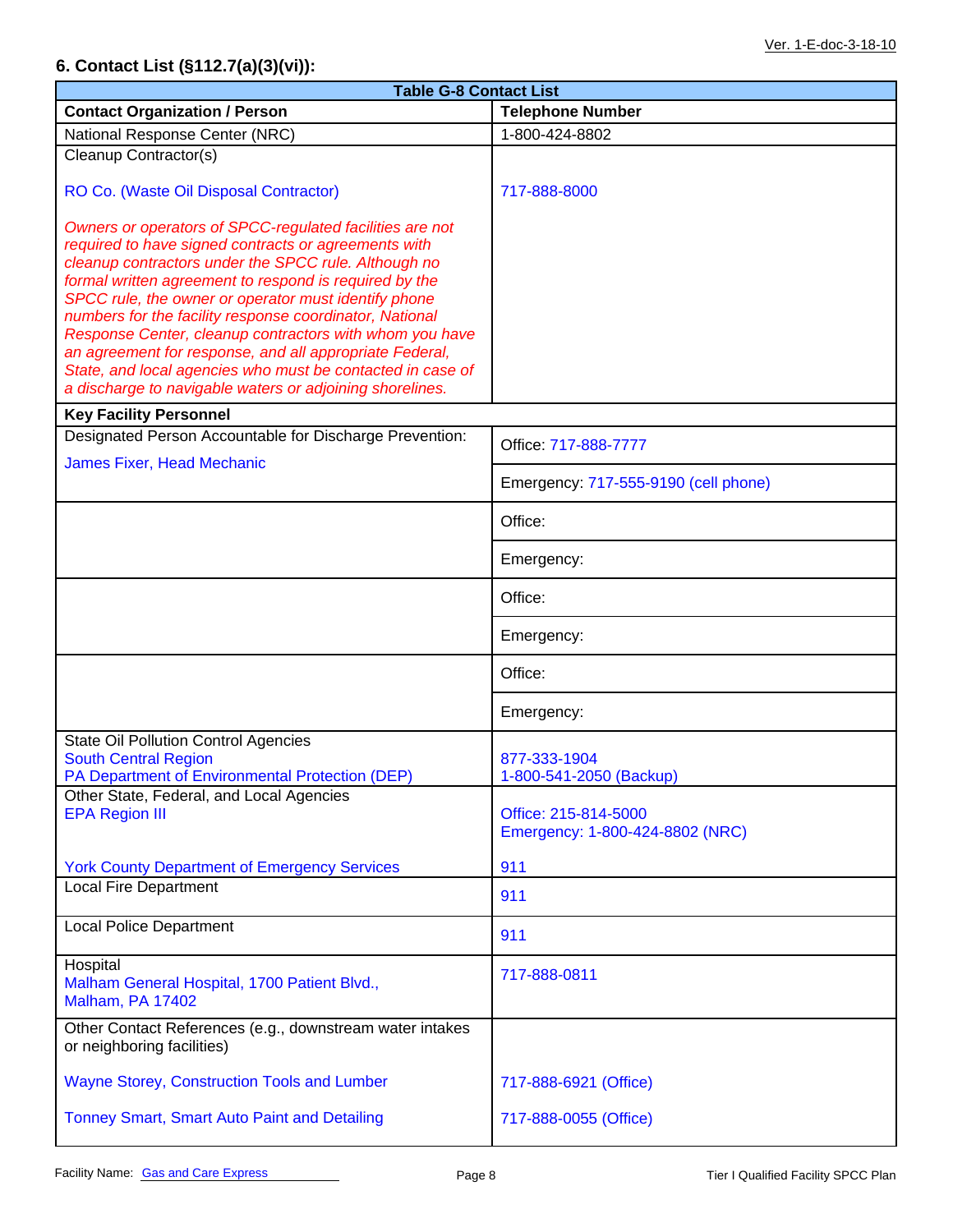## 6. Contact List (§112.7(a)(3)(vi)):

| Table G-8 Contact List | |
|---|---|
| **Contact Organization / Person** | **Telephone Number** |
| National Response Center (NRC) | 1-800-424-8802 |
| Cleanup Contractor(s)<br><br>RO Co. (Waste Oil Disposal Contractor)<br><br>*Owners or operators of SPCC-regulated facilities are not required to have signed contracts or agreements with cleanup contractors under the SPCC rule. Although no formal written agreement to respond is required by the SPCC rule, the owner or operator must identify phone numbers for the facility response coordinator, National Response Center, cleanup contractors with whom you have an agreement for response, and all appropriate Federal, State, and local agencies who must be contacted in case of a discharge to navigable waters or adjoining shorelines.* | <br><br>717-888-8000 |
| **Key Facility Personnel** | |
| Designated Person Accountable for Discharge Prevention:<br>James Fixer, Head Mechanic | Office: 717-888-7777<br>Emergency: 717-555-9190 (cell phone) |
| | Office:<br>Emergency: |
| | Office:<br>Emergency: |
| | Office:<br>Emergency: |
| State Oil Pollution Control Agencies<br>South Central Region<br>PA Department of Environmental Protection (DEP) | <br>877-333-1904<br>1-800-541-2050 (Backup) |
| Other State, Federal, and Local Agencies<br>EPA Region III<br><br>York County Department of Emergency Services | <br>Office: 215-814-5000<br>Emergency: 1-800-424-8802 (NRC)<br>911 |
| Local Fire Department | 911 |
| Local Police Department | 911 |
| Hospital<br>Malham General Hospital, 1700 Patient Blvd., Malham, PA 17402 | 717-888-0811 |
| Other Contact References (e.g., downstream water intakes or neighboring facilities)<br><br>Wayne Storey, Construction Tools and Lumber<br><br>Tonney Smart, Smart Auto Paint and Detailing | <br><br>717-888-6921 (Office)<br><br>717-888-0055 (Office) |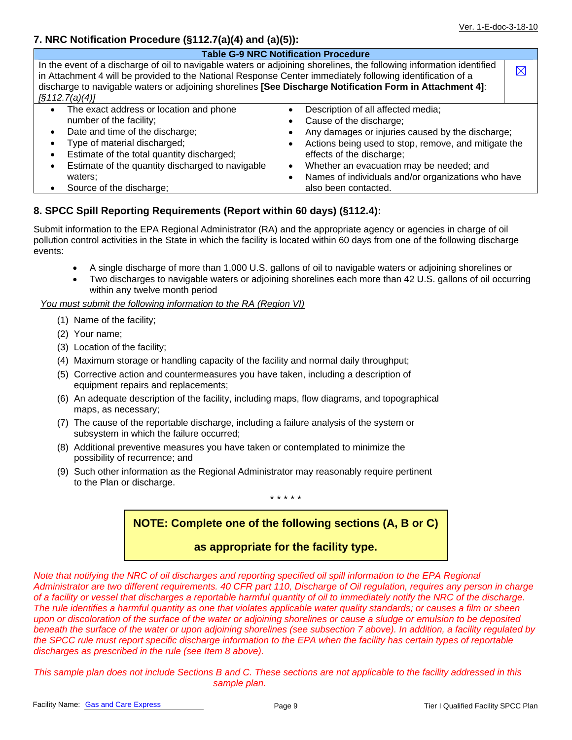## 7. NRC Notification Procedure (§112.7(a)(4) and (a)(5)):

| Table G-9 NRC Notification Procedure | |
|---|---|
| In the event of a discharge of oil to navigable waters or adjoining shorelines, the following information identified in Attachment 4 will be provided to the National Response Center immediately following identification of a discharge to navigable waters or adjoining shorelines **[See Discharge Notification Form in Attachment 4]**: *[§112.7(a)(4)]* | ☒ |

- The exact address or location and phone number of the facility;
- Date and time of the discharge;
- Type of material discharged;
- Estimate of the total quantity discharged;
- Estimate of the quantity discharged to navigable waters;
- Source of the discharge;
- Description of all affected media;
- Cause of the discharge;
- Any damages or injuries caused by the discharge;
- Actions being used to stop, remove, and mitigate the effects of the discharge;
- Whether an evacuation may be needed; and
- Names of individuals and/or organizations who have also been contacted.

## 8. SPCC Spill Reporting Requirements (Report within 60 days) (§112.4):

Submit information to the EPA Regional Administrator (RA) and the appropriate agency or agencies in charge of oil pollution control activities in the State in which the facility is located within 60 days from one of the following discharge events:

- A single discharge of more than 1,000 U.S. gallons of oil to navigable waters or adjoining shorelines or
- Two discharges to navigable waters or adjoining shorelines each more than 42 U.S. gallons of oil occurring within any twelve month period

*You must submit the following information to the RA (Region VI)*

(1) Name of the facility;
(2) Your name;
(3) Location of the facility;
(4) Maximum storage or handling capacity of the facility and normal daily throughput;
(5) Corrective action and countermeasures you have taken, including a description of equipment repairs and replacements;
(6) An adequate description of the facility, including maps, flow diagrams, and topographical maps, as necessary;
(7) The cause of the reportable discharge, including a failure analysis of the system or subsystem in which the failure occurred;
(8) Additional preventive measures you have taken or contemplated to minimize the possibility of recurrence; and
(9) Such other information as the Regional Administrator may reasonably require pertinent to the Plan or discharge.

\* \* \* \* \*

**NOTE: Complete one of the following sections (A, B or C) as appropriate for the facility type.**

*Note that notifying the NRC of oil discharges and reporting specified oil spill information to the EPA Regional Administrator are two different requirements. 40 CFR part 110, Discharge of Oil regulation, requires any person in charge of a facility or vessel that discharges a reportable harmful quantity of oil to immediately notify the NRC of the discharge. The rule identifies a harmful quantity as one that violates applicable water quality standards; or causes a film or sheen upon or discoloration of the surface of the water or adjoining shorelines or cause a sludge or emulsion to be deposited beneath the surface of the water or upon adjoining shorelines (see subsection 7 above). In addition, a facility regulated by the SPCC rule must report specific discharge information to the EPA when the facility has certain types of reportable discharges as prescribed in the rule (see Item 8 above).*

*This sample plan does not include Sections B and C. These sections are not applicable to the facility addressed in this sample plan.*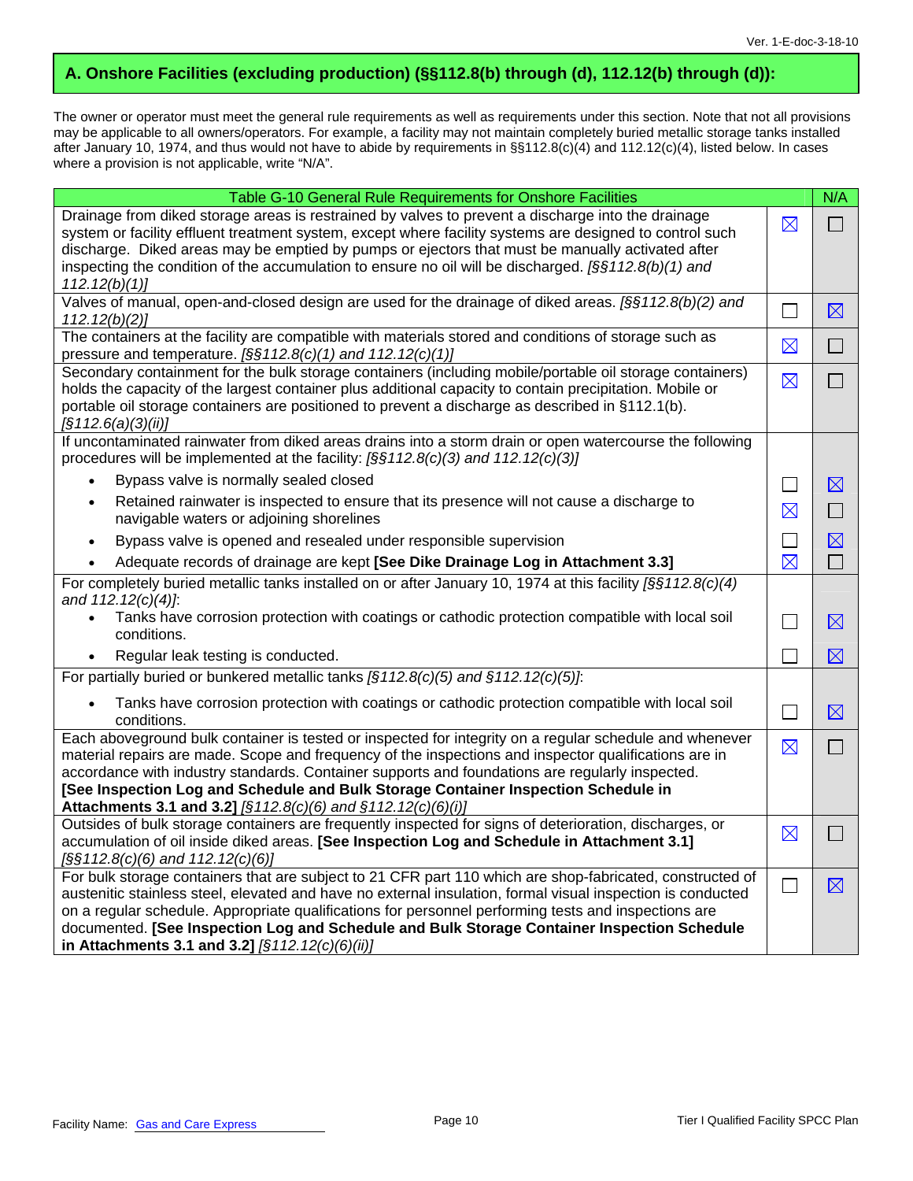## A. Onshore Facilities (excluding production) (§§112.8(b) through (d), 112.12(b) through (d)):

The owner or operator must meet the general rule requirements as well as requirements under this section. Note that not all provisions may be applicable to all owners/operators. For example, a facility may not maintain completely buried metallic storage tanks installed after January 10, 1974, and thus would not have to abide by requirements in §§112.8(c)(4) and 112.12(c)(4), listed below. In cases where a provision is not applicable, write "N/A".

| Table G-10 General Rule Requirements for Onshore Facilities | | N/A |
|---|---|---|
| Drainage from diked storage areas is restrained by valves to prevent a discharge into the drainage system or facility effluent treatment system, except where facility systems are designed to control such discharge. Diked areas may be emptied by pumps or ejectors that must be manually activated after inspecting the condition of the accumulation to ensure no oil will be discharged. *[§§112.8(b)(1) and 112.12(b)(1)]* | ☒ | ☐ |
| Valves of manual, open-and-closed design are used for the drainage of diked areas. *[§§112.8(b)(2) and 112.12(b)(2)]* | ☐ | ☒ |
| The containers at the facility are compatible with materials stored and conditions of storage such as pressure and temperature. *[§§112.8(c)(1) and 112.12(c)(1)]* | ☒ | ☐ |
| Secondary containment for the bulk storage containers (including mobile/portable oil storage containers) holds the capacity of the largest container plus additional capacity to contain precipitation. Mobile or portable oil storage containers are positioned to prevent a discharge as described in §112.1(b). *[§112.6(a)(3)(ii)]* | ☒ | ☐ |
| If uncontaminated rainwater from diked areas drains into a storm drain or open watercourse the following procedures will be implemented at the facility: *[§§112.8(c)(3) and 112.12(c)(3)]* | | |
| • Bypass valve is normally sealed closed | ☐ | ☒ |
| • Retained rainwater is inspected to ensure that its presence will not cause a discharge to navigable waters or adjoining shorelines | ☒ | ☐ |
| • Bypass valve is opened and resealed under responsible supervision | ☐ | ☒ |
| • Adequate records of drainage are kept **[See Dike Drainage Log in Attachment 3.3]** | ☒ | ☐ |
| For completely buried metallic tanks installed on or after January 10, 1974 at this facility *[§§112.8(c)(4) and 112.12(c)(4)]*: | | |
| • Tanks have corrosion protection with coatings or cathodic protection compatible with local soil conditions. | ☐ | ☒ |
| • Regular leak testing is conducted. | ☐ | ☒ |
| For partially buried or bunkered metallic tanks *[§112.8(c)(5) and §112.12(c)(5)]*: | | |
| • Tanks have corrosion protection with coatings or cathodic protection compatible with local soil conditions. | ☐ | ☒ |
| Each aboveground bulk container is tested or inspected for integrity on a regular schedule and whenever material repairs are made. Scope and frequency of the inspections and inspector qualifications are in accordance with industry standards. Container supports and foundations are regularly inspected. **[See Inspection Log and Schedule and Bulk Storage Container Inspection Schedule in Attachments 3.1 and 3.2]** *[§112.8(c)(6) and §112.12(c)(6)(i)]* | ☒ | ☐ |
| Outsides of bulk storage containers are frequently inspected for signs of deterioration, discharges, or accumulation of oil inside diked areas. **[See Inspection Log and Schedule in Attachment 3.1]** *[§§112.8(c)(6) and 112.12(c)(6)]* | ☒ | ☐ |
| For bulk storage containers that are subject to 21 CFR part 110 which are shop-fabricated, constructed of austenitic stainless steel, elevated and have no external insulation, formal visual inspection is conducted on a regular schedule. Appropriate qualifications for personnel performing tests and inspections are documented. **[See Inspection Log and Schedule and Bulk Storage Container Inspection Schedule in Attachments 3.1 and 3.2]** *[§112.12(c)(6)(ii)]* | ☐ | ☒ |

Facility Name: Gas and Care Express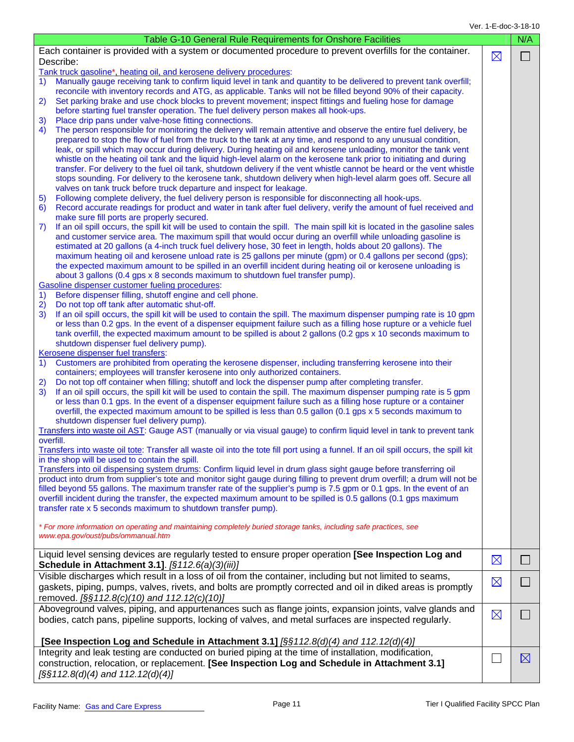| Table G-10 General Rule Requirements for Onshore Facilities | | N/A |
|---|---|---|
| Each container is provided with a system or documented procedure to prevent overfills for the container. Describe:<br>Tank truck gasoline*, heating oil, and kerosene delivery procedures:<br>1) Manually gauge receiving tank to confirm liquid level in tank and quantity to be delivered to prevent tank overfill; reconcile with inventory records and ATG, as applicable. Tanks will not be filled beyond 90% of their capacity.<br>2) Set parking brake and use chock blocks to prevent movement; inspect fittings and fueling hose for damage before starting fuel transfer operation. The fuel delivery person makes all hook-ups.<br>3) Place drip pans under valve-hose fitting connections.<br>4) The person responsible for monitoring the delivery will remain attentive and observe the entire fuel delivery, be prepared to stop the flow of fuel from the truck to the tank at any time, and respond to any unusual condition, leak, or spill which may occur during delivery. During heating oil and kerosene unloading, monitor the tank vent whistle on the heating oil tank and the liquid high-level alarm on the kerosene tank prior to initiating and during transfer. For delivery to the fuel oil tank, shutdown delivery if the vent whistle cannot be heard or the vent whistle stops sounding. For delivery to the kerosene tank, shutdown delivery when high-level alarm goes off. Secure all valves on tank truck before truck departure and inspect for leakage.<br>5) Following complete delivery, the fuel delivery person is responsible for disconnecting all hook-ups.<br>6) Record accurate readings for product and water in tank after fuel delivery, verify the amount of fuel received and make sure fill ports are properly secured.<br>7) If an oil spill occurs, the spill kit will be used to contain the spill. The main spill kit is located in the gasoline sales and customer service area. The maximum spill that would occur during an overfill while unloading gasoline is estimated at 20 gallons (a 4-inch truck fuel delivery hose, 30 feet in length, holds about 20 gallons). The maximum heating oil and kerosene unload rate is 25 gallons per minute (gpm) or 0.4 gallons per second (gps); the expected maximum amount to be spilled in an overfill incident during heating oil or kerosene unloading is about 3 gallons (0.4 gps x 8 seconds maximum to shutdown fuel transfer pump).<br>Gasoline dispenser customer fueling procedures:<br>1) Before dispenser filling, shutoff engine and cell phone.<br>2) Do not top off tank after automatic shut-off.<br>3) If an oil spill occurs, the spill kit will be used to contain the spill. The maximum dispenser pumping rate is 10 gpm or less than 0.2 gps. In the event of a dispenser equipment failure such as a filling hose rupture or a vehicle fuel tank overfill, the expected maximum amount to be spilled is about 2 gallons (0.2 gps x 10 seconds maximum to shutdown dispenser fuel delivery pump).<br>Kerosene dispenser fuel transfers:<br>1) Customers are prohibited from operating the kerosene dispenser, including transferring kerosene into their containers; employees will transfer kerosene into only authorized containers.<br>2) Do not top off container when filling; shutoff and lock the dispenser pump after completing transfer.<br>3) If an oil spill occurs, the spill kit will be used to contain the spill. The maximum dispenser pumping rate is 5 gpm or less than 0.1 gps. In the event of a dispenser equipment failure such as a filling hose rupture or a container overfill, the expected maximum amount to be spilled is less than 0.5 gallon (0.1 gps x 5 seconds maximum to shutdown dispenser fuel delivery pump).<br>Transfers into waste oil AST: Gauge AST (manually or via visual gauge) to confirm liquid level in tank to prevent tank overfill.<br>Transfers into waste oil tote: Transfer all waste oil into the tote fill port using a funnel. If an oil spill occurs, the spill kit in the shop will be used to contain the spill.<br>Transfers into oil dispensing system drums: Confirm liquid level in drum glass sight gauge before transferring oil product into drum from supplier's tote and monitor sight gauge during filling to prevent drum overfill; a drum will not be filled beyond 55 gallons. The maximum transfer rate of the supplier's pump is 7.5 gpm or 0.1 gps. In the event of an overfill incident during the transfer, the expected maximum amount to be spilled is 0.5 gallons (0.1 gps maximum transfer rate x 5 seconds maximum to shutdown transfer pump).<br><br>*\* For more information on operating and maintaining completely buried storage tanks, including safe practices, see www.epa.gov/oust/pubs/ommanual.htm* | ☒ | ☐ |
| Liquid level sensing devices are regularly tested to ensure proper operation **[See Inspection Log and Schedule in Attachment 3.1]**. *[§112.6(a)(3)(iii)]* | ☒ | ☐ |
| Visible discharges which result in a loss of oil from the container, including but not limited to seams, gaskets, piping, pumps, valves, rivets, and bolts are promptly corrected and oil in diked areas is promptly removed. *[§§112.8(c)(10) and 112.12(c)(10)]* | ☒ | ☐ |
| Aboveground valves, piping, and appurtenances such as flange joints, expansion joints, valve glands and bodies, catch pans, pipeline supports, locking of valves, and metal surfaces are inspected regularly.<br><br>**[See Inspection Log and Schedule in Attachment 3.1]** *[§§112.8(d)(4) and 112.12(d)(4)]* | ☒ | ☐ |
| Integrity and leak testing are conducted on buried piping at the time of installation, modification, construction, relocation, or replacement. **[See Inspection Log and Schedule in Attachment 3.1]** *[§§112.8(d)(4) and 112.12(d)(4)]* | ☐ | ☒ |

Facility Name: Gas and Care Express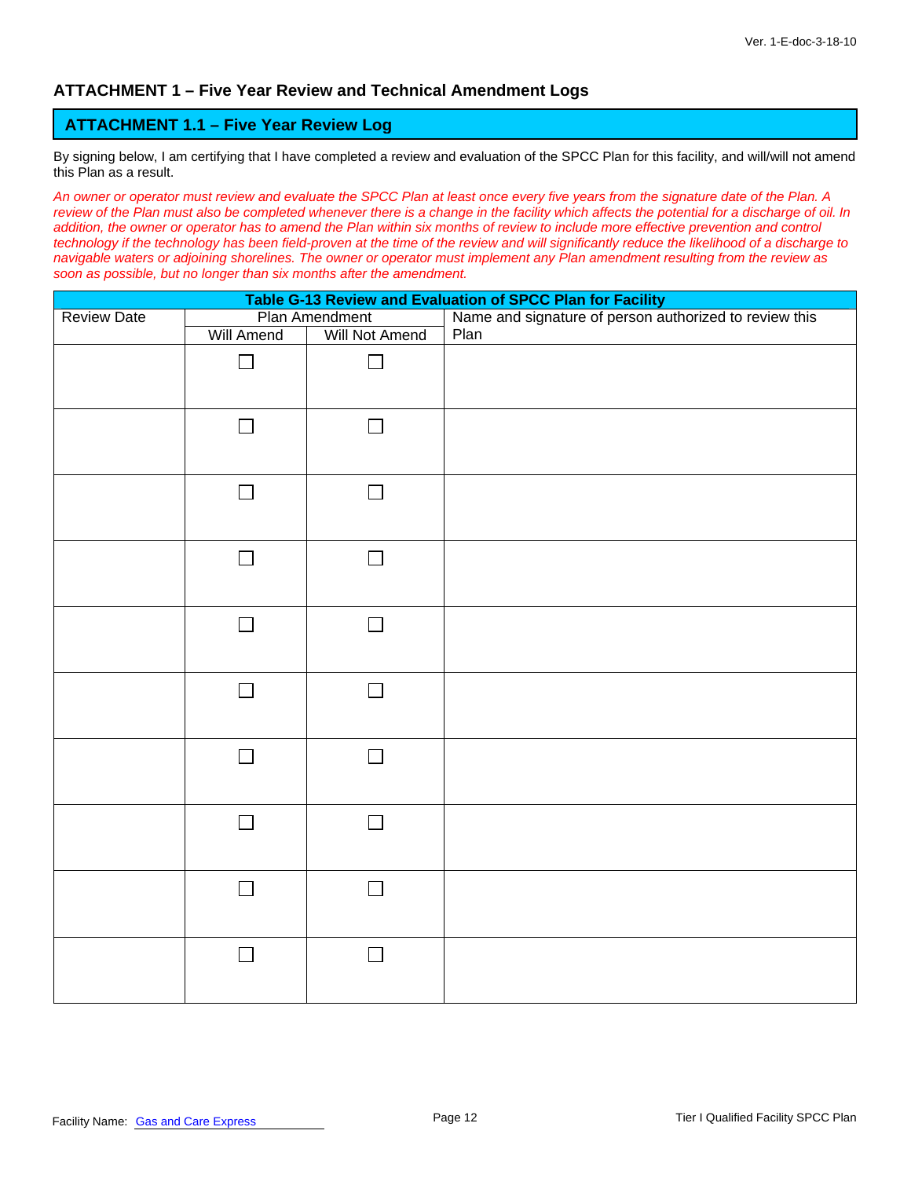## ATTACHMENT 1 – Five Year Review and Technical Amendment Logs

### ATTACHMENT 1.1 – Five Year Review Log

By signing below, I am certifying that I have completed a review and evaluation of the SPCC Plan for this facility, and will/will not amend this Plan as a result.

*An owner or operator must review and evaluate the SPCC Plan at least once every five years from the signature date of the Plan. A review of the Plan must also be completed whenever there is a change in the facility which affects the potential for a discharge of oil. In addition, the owner or operator has to amend the Plan within six months of review to include more effective prevention and control technology if the technology has been field-proven at the time of the review and will significantly reduce the likelihood of a discharge to navigable waters or adjoining shorelines. The owner or operator must implement any Plan amendment resulting from the review as soon as possible, but no longer than six months after the amendment.*

**Table G-13 Review and Evaluation of SPCC Plan for Facility**

| Review Date | Plan Amendment | | Name and signature of person authorized to review this Plan |
|---|---|---|---|
| | Will Amend | Will Not Amend | |
| | ☐ | ☐ | |
| | ☐ | ☐ | |
| | ☐ | ☐ | |
| | ☐ | ☐ | |
| | ☐ | ☐ | |
| | ☐ | ☐ | |
| | ☐ | ☐ | |
| | ☐ | ☐ | |
| | ☐ | ☐ | |
| | ☐ | ☐ | |

Facility Name: Gas and Care Express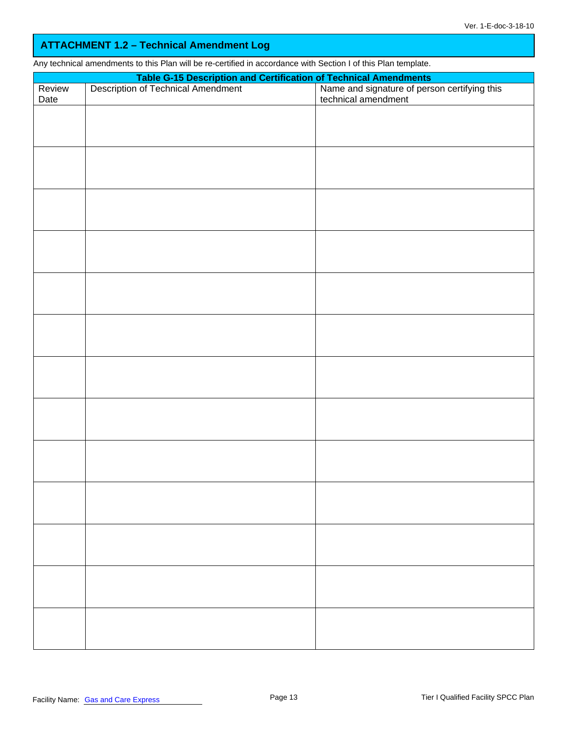## ATTACHMENT 1.2 – Technical Amendment Log

Any technical amendments to this Plan will be re-certified in accordance with Section I of this Plan template.

**Table G-15 Description and Certification of Technical Amendments**

| Review Date | Description of Technical Amendment | Name and signature of person certifying this technical amendment |
|---|---|---|
| | | |
| | | |
| | | |
| | | |
| | | |
| | | |
| | | |
| | | |
| | | |
| | | |
| | | |
| | | |
| | | |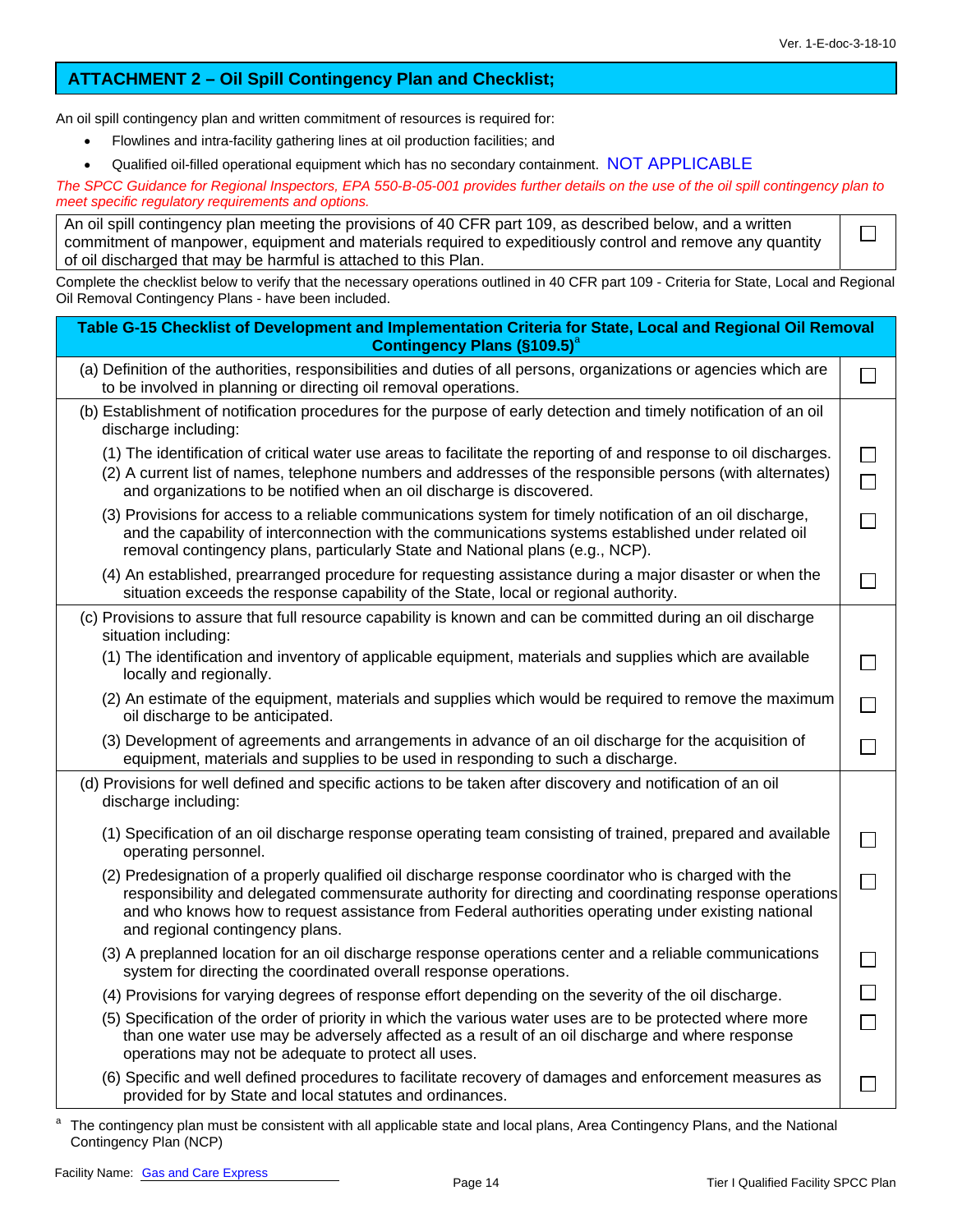## ATTACHMENT 2 – Oil Spill Contingency Plan and Checklist;

An oil spill contingency plan and written commitment of resources is required for:

- Flowlines and intra-facility gathering lines at oil production facilities; and
- Qualified oil-filled operational equipment which has no secondary containment. NOT APPLICABLE

*The SPCC Guidance for Regional Inspectors, EPA 550-B-05-001 provides further details on the use of the oil spill contingency plan to meet specific regulatory requirements and options.*

| | |
|---|---|
| An oil spill contingency plan meeting the provisions of 40 CFR part 109, as described below, and a written commitment of manpower, equipment and materials required to expeditiously control and remove any quantity of oil discharged that may be harmful is attached to this Plan. | ☐ |

Complete the checklist below to verify that the necessary operations outlined in 40 CFR part 109 - Criteria for State, Local and Regional Oil Removal Contingency Plans - have been included.

| Table G-15 Checklist of Development and Implementation Criteria for State, Local and Regional Oil Removal Contingency Plans (§109.5)[a] | |
|---|---|
| (a) Definition of the authorities, responsibilities and duties of all persons, organizations or agencies which are to be involved in planning or directing oil removal operations. | ☐ |
| (b) Establishment of notification procedures for the purpose of early detection and timely notification of an oil discharge including: | |
| (1) The identification of critical water use areas to facilitate the reporting of and response to oil discharges. | ☐ |
| (2) A current list of names, telephone numbers and addresses of the responsible persons (with alternates) and organizations to be notified when an oil discharge is discovered. | ☐ |
| (3) Provisions for access to a reliable communications system for timely notification of an oil discharge, and the capability of interconnection with the communications systems established under related oil removal contingency plans, particularly State and National plans (e.g., NCP). | ☐ |
| (4) An established, prearranged procedure for requesting assistance during a major disaster or when the situation exceeds the response capability of the State, local or regional authority. | ☐ |
| (c) Provisions to assure that full resource capability is known and can be committed during an oil discharge situation including: | |
| (1) The identification and inventory of applicable equipment, materials and supplies which are available locally and regionally. | ☐ |
| (2) An estimate of the equipment, materials and supplies which would be required to remove the maximum oil discharge to be anticipated. | ☐ |
| (3) Development of agreements and arrangements in advance of an oil discharge for the acquisition of equipment, materials and supplies to be used in responding to such a discharge. | ☐ |
| (d) Provisions for well defined and specific actions to be taken after discovery and notification of an oil discharge including: | |
| (1) Specification of an oil discharge response operating team consisting of trained, prepared and available operating personnel. | ☐ |
| (2) Predesignation of a properly qualified oil discharge response coordinator who is charged with the responsibility and delegated commensurate authority for directing and coordinating response operations and who knows how to request assistance from Federal authorities operating under existing national and regional contingency plans. | ☐ |
| (3) A preplanned location for an oil discharge response operations center and a reliable communications system for directing the coordinated overall response operations. | ☐ |
| (4) Provisions for varying degrees of response effort depending on the severity of the oil discharge. | ☐ |
| (5) Specification of the order of priority in which the various water uses are to be protected where more than one water use may be adversely affected as a result of an oil discharge and where response operations may not be adequate to protect all uses. | ☐ |
| (6) Specific and well defined procedures to facilitate recovery of damages and enforcement measures as provided for by State and local statutes and ordinances. | ☐ |

[a] The contingency plan must be consistent with all applicable state and local plans, Area Contingency Plans, and the National Contingency Plan (NCP)

Facility Name: Gas and Care Express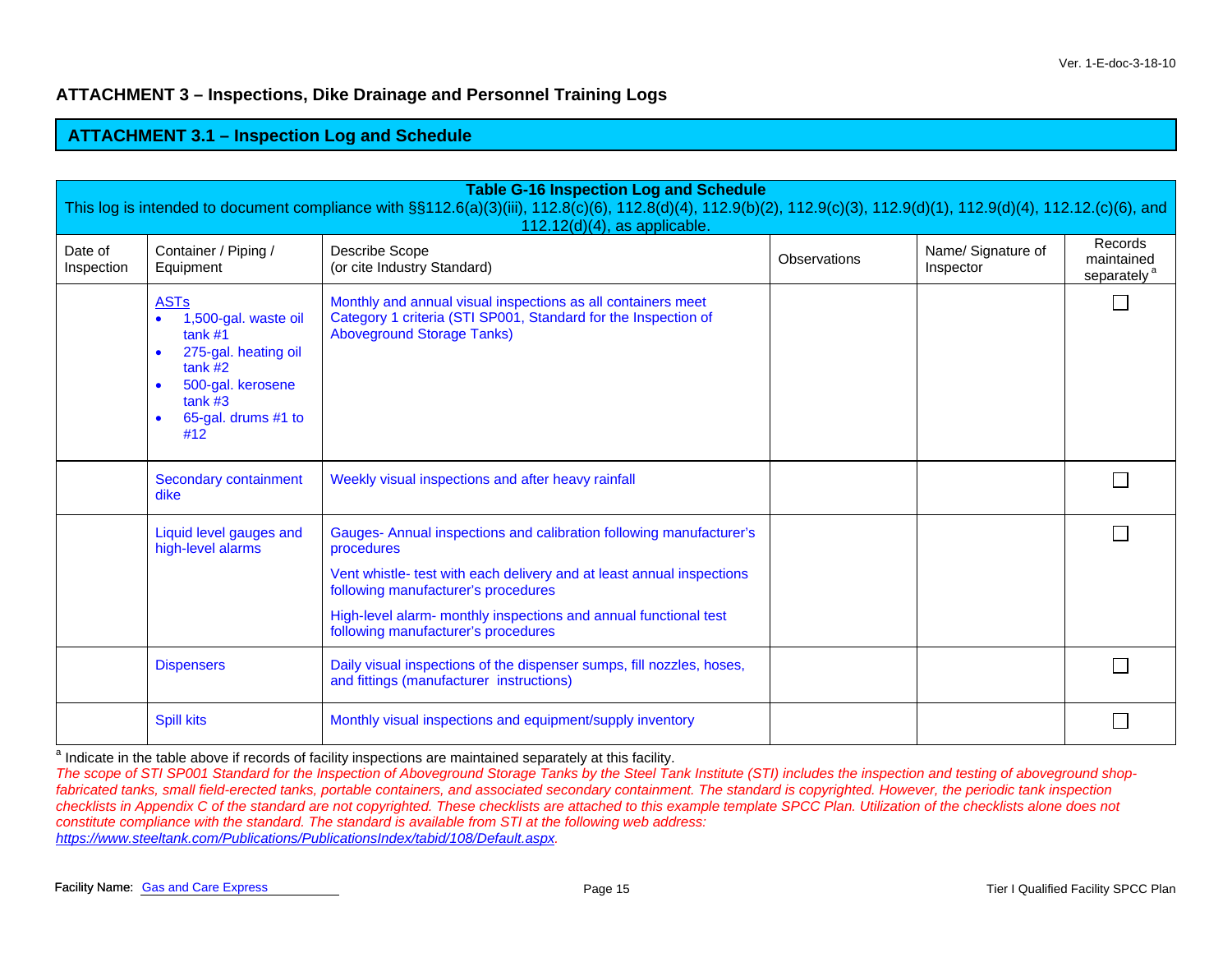## ATTACHMENT 3 – Inspections, Dike Drainage and Personnel Training Logs

### ATTACHMENT 3.1 – Inspection Log and Schedule

**Table G-16 Inspection Log and Schedule**

This log is intended to document compliance with §§112.6(a)(3)(iii), 112.8(c)(6), 112.8(d)(4), 112.9(b)(2), 112.9(c)(3), 112.9(d)(1), 112.9(d)(4), 112.12.(c)(6), and 112.12(d)(4), as applicable.

| Date of Inspection | Container / Piping / Equipment | Describe Scope (or cite Industry Standard) | Observations | Name/ Signature of Inspector | Records maintained separately [a] |
|---|---|---|---|---|---|
| | ASTs<br>• 1,500-gal. waste oil tank #1<br>• 275-gal. heating oil tank #2<br>• 500-gal. kerosene tank #3<br>• 65-gal. drums #1 to #12 | Monthly and annual visual inspections as all containers meet Category 1 criteria (STI SP001, Standard for the Inspection of Aboveground Storage Tanks) | | | ☐ |
| | Secondary containment dike | Weekly visual inspections and after heavy rainfall | | | ☐ |
| | Liquid level gauges and high-level alarms | Gauges- Annual inspections and calibration following manufacturer's procedures<br>Vent whistle- test with each delivery and at least annual inspections following manufacturer's procedures<br>High-level alarm- monthly inspections and annual functional test following manufacturer's procedures | | | ☐ |
| | Dispensers | Daily visual inspections of the dispenser sumps, fill nozzles, hoses, and fittings (manufacturer instructions) | | | ☐ |
| | Spill kits | Monthly visual inspections and equipment/supply inventory | | | ☐ |

[a] Indicate in the table above if records of facility inspections are maintained separately at this facility.

*The scope of STI SP001 Standard for the Inspection of Aboveground Storage Tanks by the Steel Tank Institute (STI) includes the inspection and testing of aboveground shop-fabricated tanks, small field-erected tanks, portable containers, and associated secondary containment. The standard is copyrighted. However, the periodic tank inspection checklists in Appendix C of the standard are not copyrighted. These checklists are attached to this example template SPCC Plan. Utilization of the checklists alone does not constitute compliance with the standard. The standard is available from STI at the following web address: https://www.steeltank.com/Publications/PublicationsIndex/tabid/108/Default.aspx.*

Facility Name: Gas and Care Express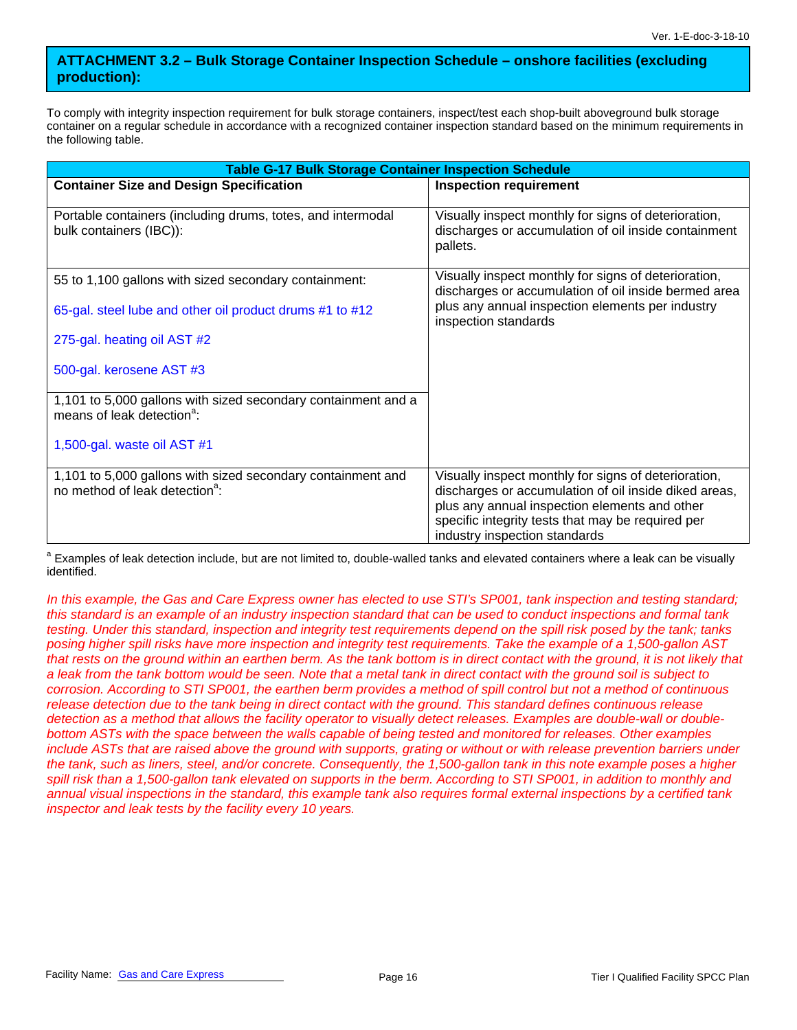## ATTACHMENT 3.2 – Bulk Storage Container Inspection Schedule – onshore facilities (excluding production):

To comply with integrity inspection requirement for bulk storage containers, inspect/test each shop-built aboveground bulk storage container on a regular schedule in accordance with a recognized container inspection standard based on the minimum requirements in the following table.

**Table G-17 Bulk Storage Container Inspection Schedule**

| Container Size and Design Specification | Inspection requirement |
|---|---|
| Portable containers (including drums, totes, and intermodal bulk containers (IBC)): | Visually inspect monthly for signs of deterioration, discharges or accumulation of oil inside containment pallets. |
| 55 to 1,100 gallons with sized secondary containment:<br><br>65-gal. steel lube and other oil product drums #1 to #12<br><br>275-gal. heating oil AST #2<br><br>500-gal. kerosene AST #3 | Visually inspect monthly for signs of deterioration, discharges or accumulation of oil inside bermed area plus any annual inspection elements per industry inspection standards |
| 1,101 to 5,000 gallons with sized secondary containment and a means of leak detection[a]:<br><br>1,500-gal. waste oil AST #1 | |
| 1,101 to 5,000 gallons with sized secondary containment and no method of leak detection[a]: | Visually inspect monthly for signs of deterioration, discharges or accumulation of oil inside diked areas, plus any annual inspection elements and other specific integrity tests that may be required per industry inspection standards |

[a] Examples of leak detection include, but are not limited to, double-walled tanks and elevated containers where a leak can be visually identified.

*In this example, the Gas and Care Express owner has elected to use STI's SP001, tank inspection and testing standard; this standard is an example of an industry inspection standard that can be used to conduct inspections and formal tank testing. Under this standard, inspection and integrity test requirements depend on the spill risk posed by the tank; tanks posing higher spill risks have more inspection and integrity test requirements. Take the example of a 1,500-gallon AST that rests on the ground within an earthen berm. As the tank bottom is in direct contact with the ground, it is not likely that a leak from the tank bottom would be seen. Note that a metal tank in direct contact with the ground soil is subject to corrosion. According to STI SP001, the earthen berm provides a method of spill control but not a method of continuous release detection due to the tank being in direct contact with the ground. This standard defines continuous release detection as a method that allows the facility operator to visually detect releases. Examples are double-wall or double-bottom ASTs with the space between the walls capable of being tested and monitored for releases. Other examples include ASTs that are raised above the ground with supports, grating or without or with release prevention barriers under the tank, such as liners, steel, and/or concrete. Consequently, the 1,500-gallon tank in this note example poses a higher spill risk than a 1,500-gallon tank elevated on supports in the berm. According to STI SP001, in addition to monthly and annual visual inspections in the standard, this example tank also requires formal external inspections by a certified tank inspector and leak tests by the facility every 10 years.*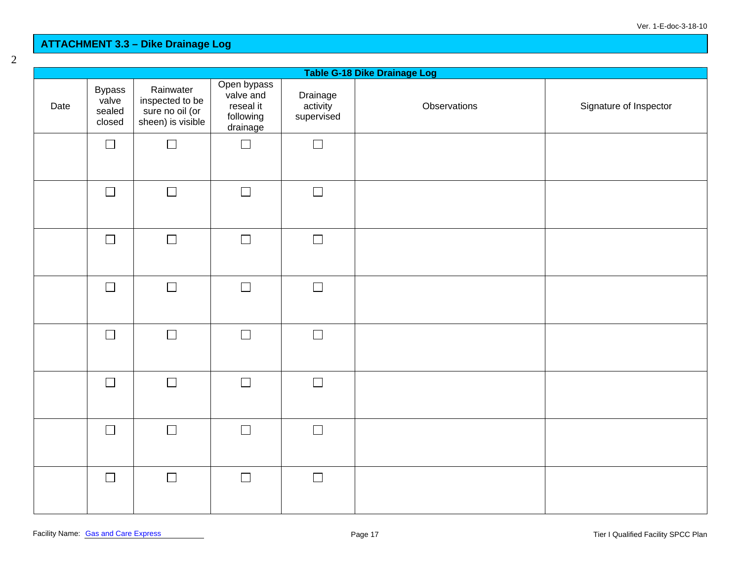## ATTACHMENT 3.3 – Dike Drainage Log

2

**Table G-18 Dike Drainage Log**

| Date | Bypass valve sealed closed | Rainwater inspected to be sure no oil (or sheen) is visible | Open bypass valve and reseal it following drainage | Drainage activity supervised | Observations | Signature of Inspector |
|---|---|---|---|---|---|---|
| | ☐ | ☐ | ☐ | ☐ | | |
| | ☐ | ☐ | ☐ | ☐ | | |
| | ☐ | ☐ | ☐ | ☐ | | |
| | ☐ | ☐ | ☐ | ☐ | | |
| | ☐ | ☐ | ☐ | ☐ | | |
| | ☐ | ☐ | ☐ | ☐ | | |
| | ☐ | ☐ | ☐ | ☐ | | |
| | ☐ | ☐ | ☐ | ☐ | | |

Facility Name: Gas and Care Express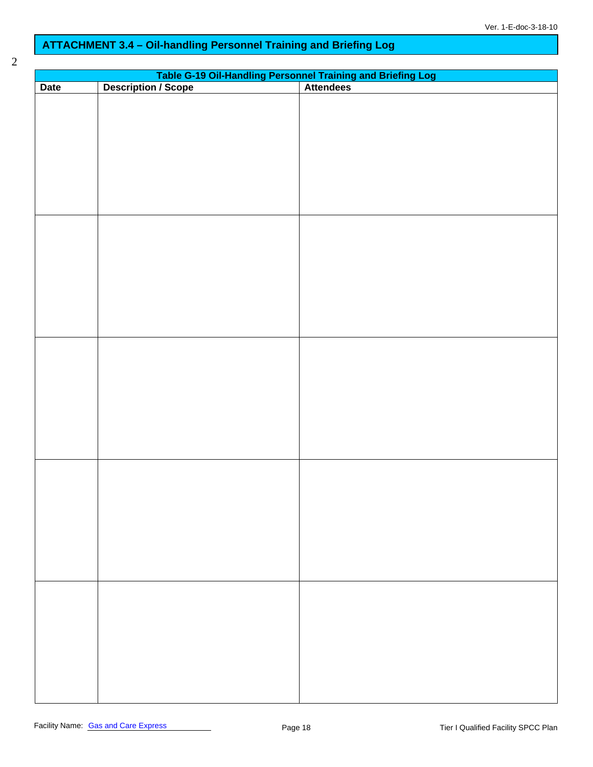## ATTACHMENT 3.4 – Oil-handling Personnel Training and Briefing Log

2

| Table G-19 Oil-Handling Personnel Training and Briefing Log | | |
|---|---|---|
| **Date** | **Description / Scope** | **Attendees** |
| | | |
| | | |
| | | |
| | | |
| | | |

Facility Name: Gas and Care Express

Tier I Qualified Facility SPCC Plan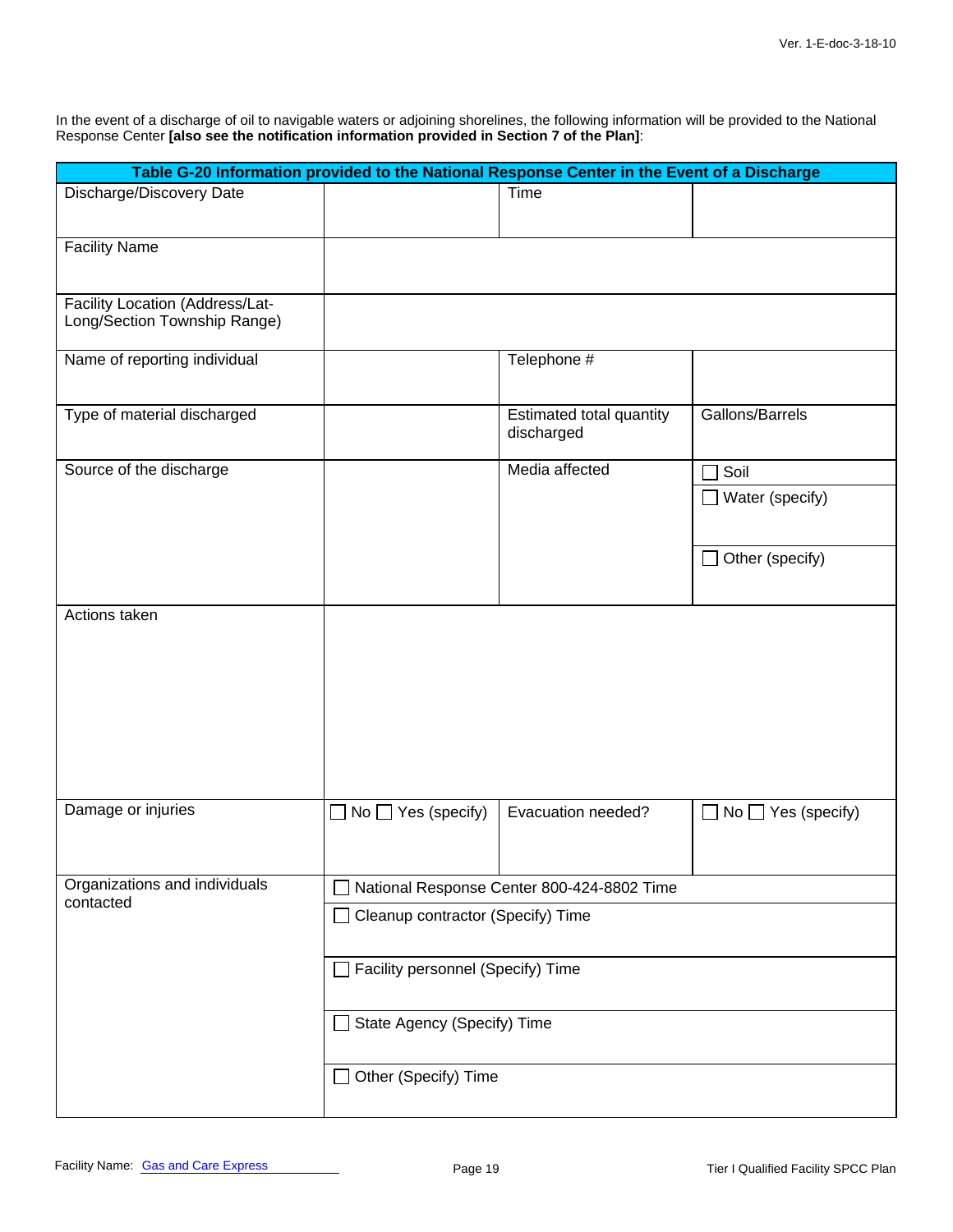In the event of a discharge of oil to navigable waters or adjoining shorelines, the following information will be provided to the National Response Center **[also see the notification information provided in Section 7 of the Plan]**:

| Table G-20 Information provided to the National Response Center in the Event of a Discharge | | | |
|---|---|---|---|
| Discharge/Discovery Date | | Time | |
| Facility Name | | | |
| Facility Location (Address/Lat-Long/Section Township Range) | | | |
| Name of reporting individual | | Telephone # | |
| Type of material discharged | | Estimated total quantity discharged | Gallons/Barrels |
| Source of the discharge | | Media affected | ☐ Soil<br>☐ Water (specify)<br>☐ Other (specify) |
| Actions taken | | | |
| Damage or injuries | ☐ No ☐ Yes (specify) | Evacuation needed? | ☐ No ☐ Yes (specify) |
| Organizations and individuals contacted | ☐ National Response Center 800-424-8802 Time | | |
| | ☐ Cleanup contractor (Specify) Time | | |
| | ☐ Facility personnel (Specify) Time | | |
| | ☐ State Agency (Specify) Time | | |
| | ☐ Other (Specify) Time | | |